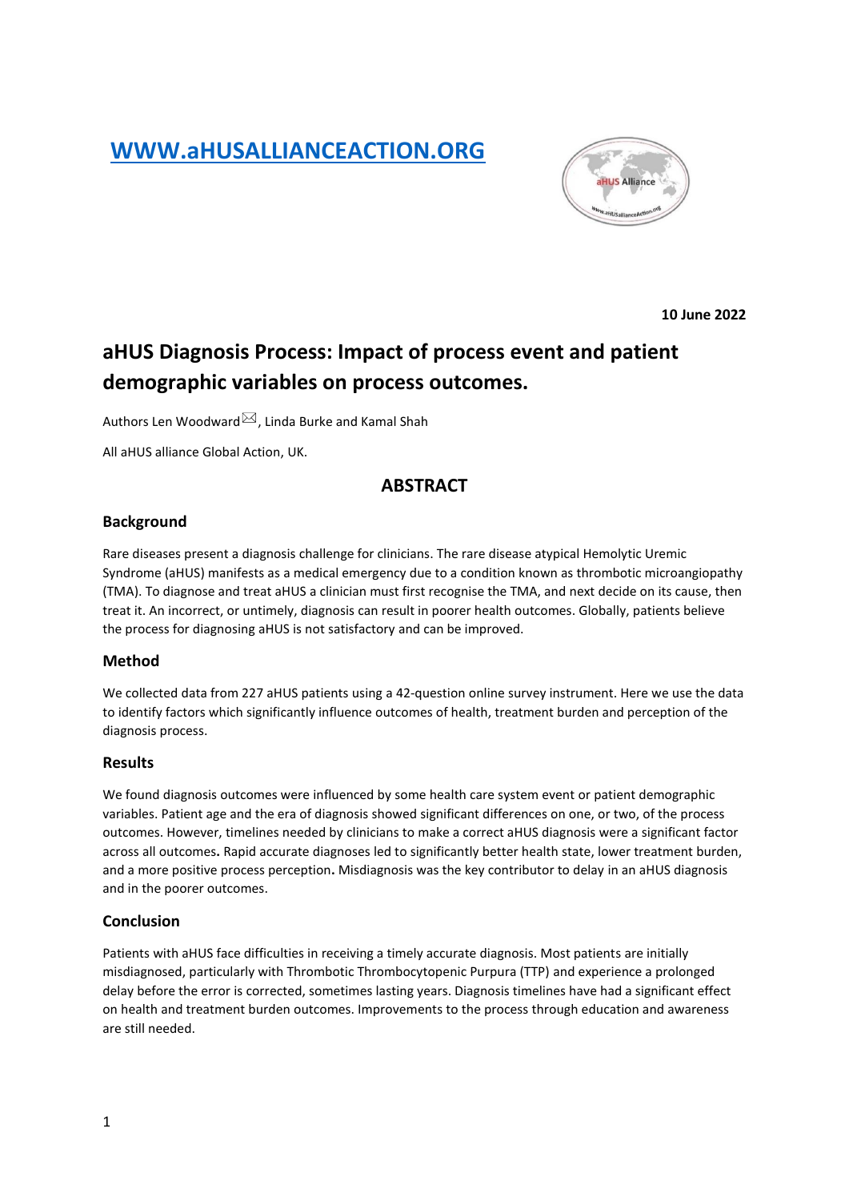**[WWW.aHUSALLIANCEACTION.ORG](http://www.aHUSALLIANCEACTION.ORG)**

**10 June 2022**

# aHUS Diagnosis Process: Impact of process event and patient demographic variables on process outcomes.

Authors Len Woodward ✉, Linda Burke and Kamal Shah

All aHUS alliance Global Action, UK.

## ABSTRACT

### Background

Rare diseases present a diagnosis challenge for clinicians. The rare disease atypical Hemolytic Uremic Syndrome (aHUS) manifests as a medical emergency due to a condition known as thrombotic microangiopathy (TMA). To diagnose and treat aHUS a clinician must first recognise the TMA, and next decide on its cause, then treat it. An incorrect, or untimely, diagnosis can result in poorer health outcomes. Globally, patients believe the process for diagnosing aHUS is not satisfactory and can be improved.

### Method

We collected data from 227 aHUS patients using a 42-question online survey instrument. Here we use the data to identify factors which significantly influence outcomes of health, treatment burden and perception of the diagnosis process.

### Results

We found diagnosis outcomes were influenced by some health care system event or patient demographic variables. Patient age and the era of diagnosis showed significant differences on one, or two, of the process outcomes. However, timelines needed by clinicians to make a correct aHUS diagnosis were a significant factor across all outcomes**.** Rapid accurate diagnoses led to significantly better health state, lower treatment burden, and a more positive process perception**.** Misdiagnosis was the key contributor to delay in an aHUS diagnosis and in the poorer outcomes.

### Conclusion

Patients with aHUS face difficulties in receiving a timely accurate diagnosis. Most patients are initially misdiagnosed, particularly with Thrombotic Thrombocytopenic Purpura (TTP) and experience a prolonged delay before the error is corrected, sometimes lasting years. Diagnosis timelines have had a significant effect on health and treatment burden outcomes. Improvements to the process through education and awareness are still needed.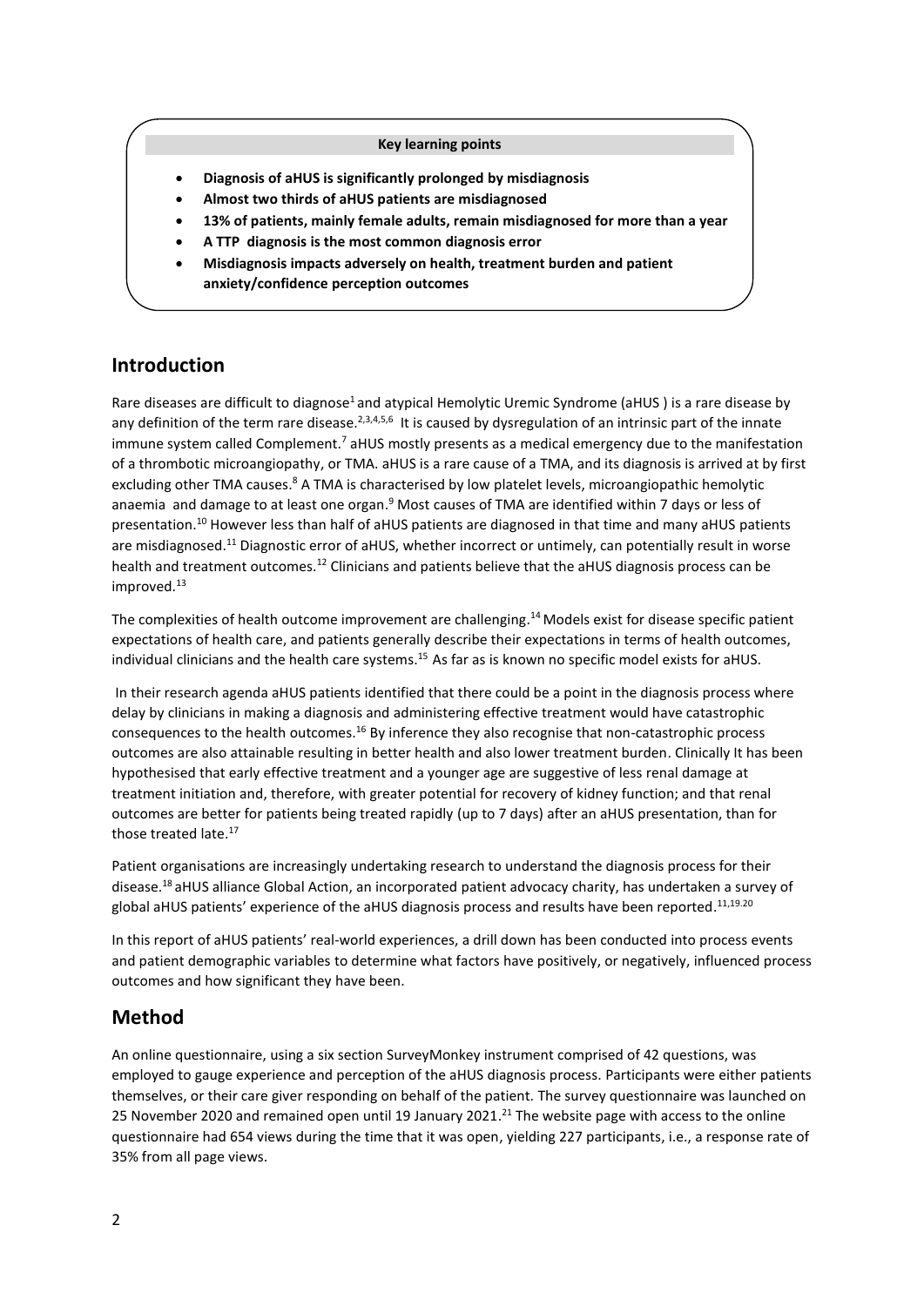**Key learning points**

- **Diagnosis of aHUS is significantly prolonged by misdiagnosis**
- **Almost two thirds of aHUS patients are misdiagnosed**
- **13% of patients, mainly female adults, remain misdiagnosed for more than a year**
- **A TTP diagnosis is the most common diagnosis error**
- **Misdiagnosis impacts adversely on health, treatment burden and patient anxiety/confidence perception outcomes**

## Introduction

Rare diseases are difficult to diagnose[1] and atypical Hemolytic Uremic Syndrome (aHUS ) is a rare disease by any definition of the term rare disease.[2,3,4,5,6] It is caused by dysregulation of an intrinsic part of the innate immune system called Complement.[7] aHUS mostly presents as a medical emergency due to the manifestation of a thrombotic microangiopathy, or TMA. aHUS is a rare cause of a TMA, and its diagnosis is arrived at by first excluding other TMA causes.[8] A TMA is characterised by low platelet levels, microangiopathic hemolytic anaemia and damage to at least one organ.[9] Most causes of TMA are identified within 7 days or less of presentation.[10] However less than half of aHUS patients are diagnosed in that time and many aHUS patients are misdiagnosed.[11] Diagnostic error of aHUS, whether incorrect or untimely, can potentially result in worse health and treatment outcomes.[12] Clinicians and patients believe that the aHUS diagnosis process can be improved.[13]

The complexities of health outcome improvement are challenging.[14] Models exist for disease specific patient expectations of health care, and patients generally describe their expectations in terms of health outcomes, individual clinicians and the health care systems.[15] As far as is known no specific model exists for aHUS.

In their research agenda aHUS patients identified that there could be a point in the diagnosis process where delay by clinicians in making a diagnosis and administering effective treatment would have catastrophic consequences to the health outcomes.[16] By inference they also recognise that non-catastrophic process outcomes are also attainable resulting in better health and also lower treatment burden. Clinically It has been hypothesised that early effective treatment and a younger age are suggestive of less renal damage at treatment initiation and, therefore, with greater potential for recovery of kidney function; and that renal outcomes are better for patients being treated rapidly (up to 7 days) after an aHUS presentation, than for those treated late.[17]

Patient organisations are increasingly undertaking research to understand the diagnosis process for their disease.[18] aHUS alliance Global Action, an incorporated patient advocacy charity, has undertaken a survey of global aHUS patients' experience of the aHUS diagnosis process and results have been reported.[11,19.20]

In this report of aHUS patients' real-world experiences, a drill down has been conducted into process events and patient demographic variables to determine what factors have positively, or negatively, influenced process outcomes and how significant they have been.

## Method

An online questionnaire, using a six section SurveyMonkey instrument comprised of 42 questions, was employed to gauge experience and perception of the aHUS diagnosis process. Participants were either patients themselves, or their care giver responding on behalf of the patient. The survey questionnaire was launched on 25 November 2020 and remained open until 19 January 2021.[21] The website page with access to the online questionnaire had 654 views during the time that it was open, yielding 227 participants, i.e., a response rate of 35% from all page views.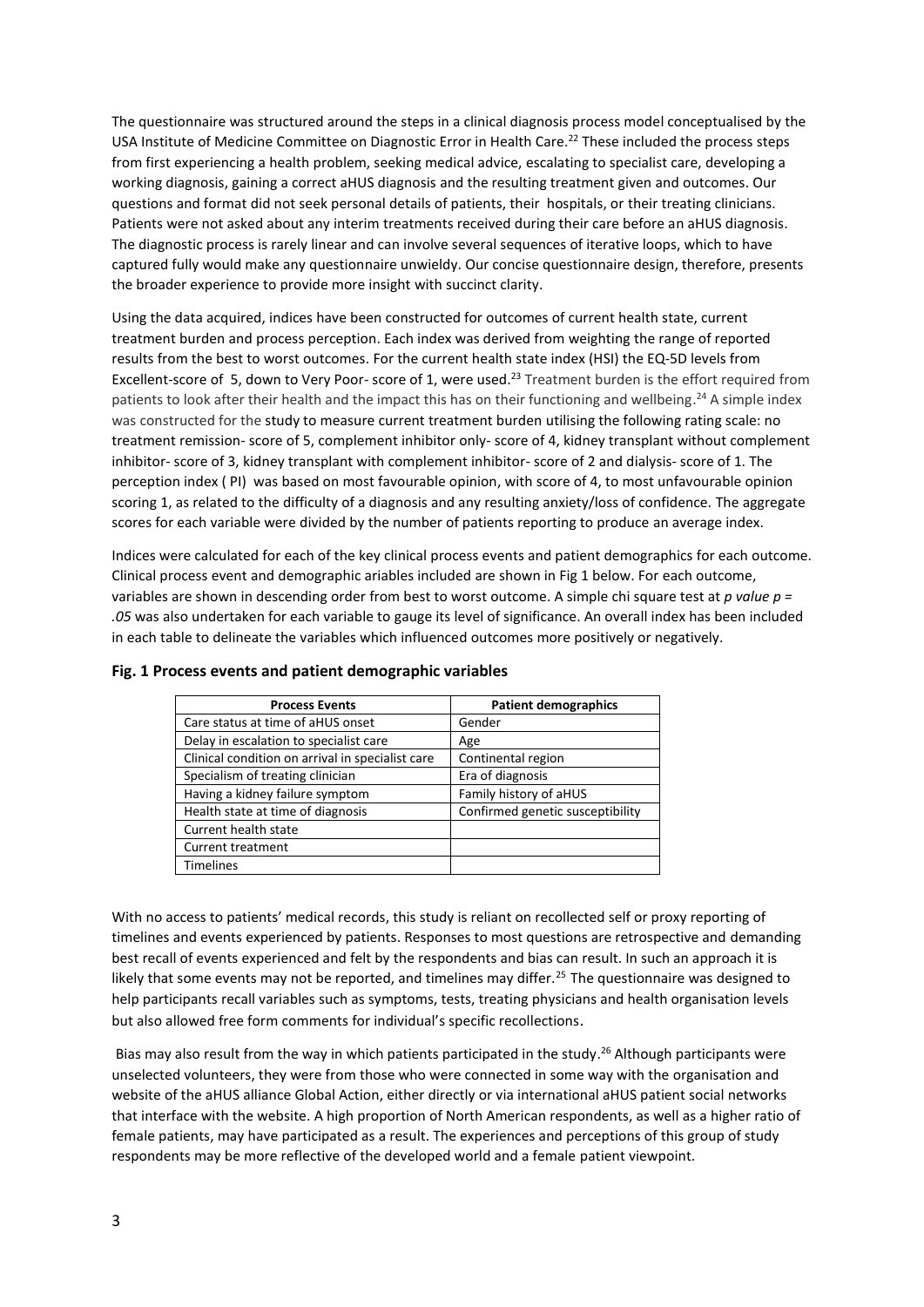The questionnaire was structured around the steps in a clinical diagnosis process model conceptualised by the USA Institute of Medicine Committee on Diagnostic Error in Health Care.[22] These included the process steps from first experiencing a health problem, seeking medical advice, escalating to specialist care, developing a working diagnosis, gaining a correct aHUS diagnosis and the resulting treatment given and outcomes. Our questions and format did not seek personal details of patients, their hospitals, or their treating clinicians. Patients were not asked about any interim treatments received during their care before an aHUS diagnosis. The diagnostic process is rarely linear and can involve several sequences of iterative loops, which to have captured fully would make any questionnaire unwieldy. Our concise questionnaire design, therefore, presents the broader experience to provide more insight with succinct clarity.

Using the data acquired, indices have been constructed for outcomes of current health state, current treatment burden and process perception. Each index was derived from weighting the range of reported results from the best to worst outcomes. For the current health state index (HSI) the EQ-5D levels from Excellent-score of 5, down to Very Poor- score of 1, were used.[23] Treatment burden is the effort required from patients to look after their health and the impact this has on their functioning and wellbeing.[24] A simple index was constructed for the study to measure current treatment burden utilising the following rating scale: no treatment remission- score of 5, complement inhibitor only- score of 4, kidney transplant without complement inhibitor- score of 3, kidney transplant with complement inhibitor- score of 2 and dialysis- score of 1. The perception index ( PI) was based on most favourable opinion, with score of 4, to most unfavourable opinion scoring 1, as related to the difficulty of a diagnosis and any resulting anxiety/loss of confidence. The aggregate scores for each variable were divided by the number of patients reporting to produce an average index.

Indices were calculated for each of the key clinical process events and patient demographics for each outcome. Clinical process event and demographic ariables included are shown in Fig 1 below. For each outcome, variables are shown in descending order from best to worst outcome. A simple chi square test at *p value* $p = .05$ was also undertaken for each variable to gauge its level of significance. An overall index has been included in each table to delineate the variables which influenced outcomes more positively or negatively.

**Fig. 1 Process events and patient demographic variables**

| Process Events | Patient demographics |
|---|---|
| Care status at time of aHUS onset | Gender |
| Delay in escalation to specialist care | Age |
| Clinical condition on arrival in specialist care | Continental region |
| Specialism of treating clinician | Era of diagnosis |
| Having a kidney failure symptom | Family history of aHUS |
| Health state at time of diagnosis | Confirmed genetic susceptibility |
| Current health state | |
| Current treatment | |
| Timelines | |

With no access to patients' medical records, this study is reliant on recollected self or proxy reporting of timelines and events experienced by patients. Responses to most questions are retrospective and demanding best recall of events experienced and felt by the respondents and bias can result. In such an approach it is likely that some events may not be reported, and timelines may differ.[25] The questionnaire was designed to help participants recall variables such as symptoms, tests, treating physicians and health organisation levels but also allowed free form comments for individual's specific recollections.

Bias may also result from the way in which patients participated in the study.[26] Although participants were unselected volunteers, they were from those who were connected in some way with the organisation and website of the aHUS alliance Global Action, either directly or via international aHUS patient social networks that interface with the website. A high proportion of North American respondents, as well as a higher ratio of female patients, may have participated as a result. The experiences and perceptions of this group of study respondents may be more reflective of the developed world and a female patient viewpoint.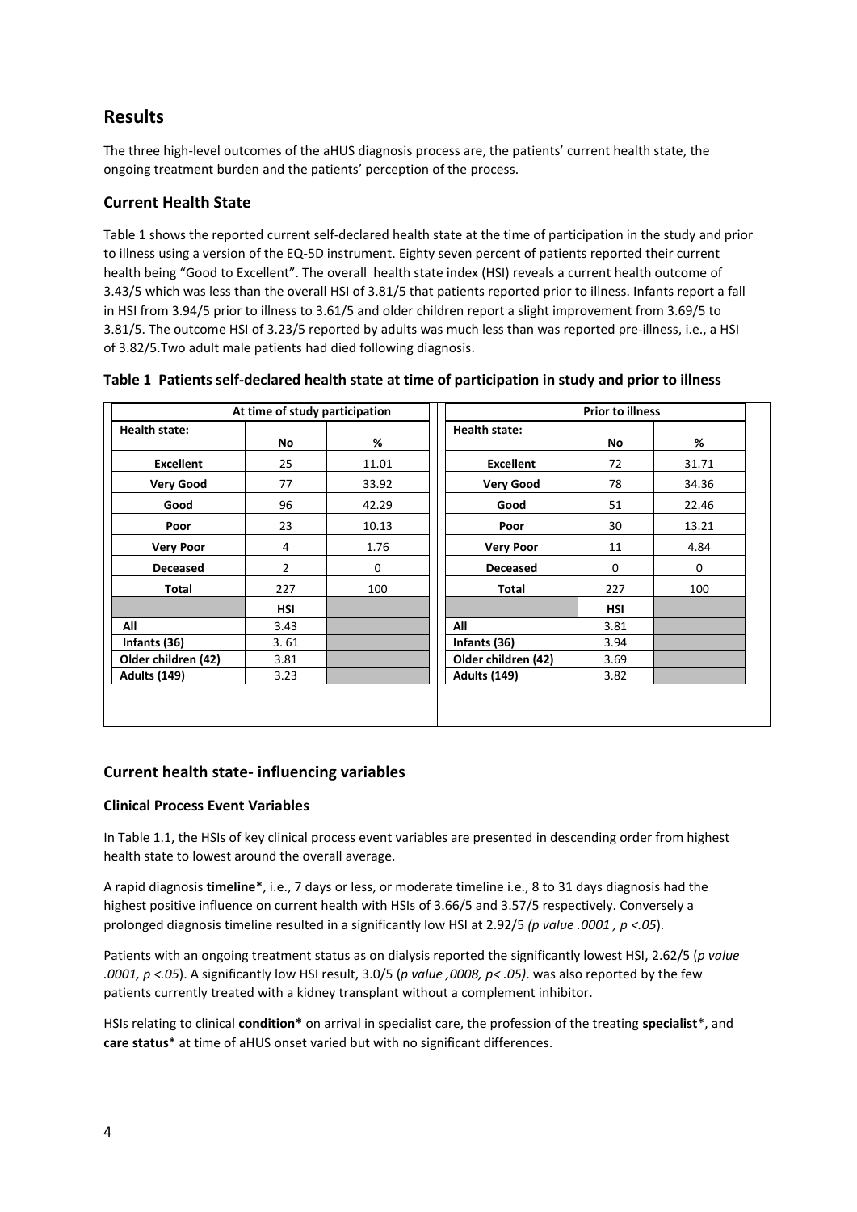## Results

The three high-level outcomes of the aHUS diagnosis process are, the patients' current health state, the ongoing treatment burden and the patients' perception of the process.

### Current Health State

Table 1 shows the reported current self-declared health state at the time of participation in the study and prior to illness using a version of the EQ-5D instrument. Eighty seven percent of patients reported their current health being "Good to Excellent". The overall health state index (HSI) reveals a current health outcome of 3.43/5 which was less than the overall HSI of 3.81/5 that patients reported prior to illness. Infants report a fall in HSI from 3.94/5 prior to illness to 3.61/5 and older children report a slight improvement from 3.69/5 to 3.81/5. The outcome HSI of 3.23/5 reported by adults was much less than was reported pre-illness, i.e., a HSI of 3.82/5.Two adult male patients had died following diagnosis.

**Table 1 Patients self-declared health state at time of participation in study and prior to illness**

| At time of study participation | | | Prior to illness | | |
|---|---|---|---|---|---|
| **Health state:** | **No** | **%** | **Health state:** | **No** | **%** |
| **Excellent** | 25 | 11.01 | **Excellent** | 72 | 31.71 |
| **Very Good** | 77 | 33.92 | **Very Good** | 78 | 34.36 |
| **Good** | 96 | 42.29 | **Good** | 51 | 22.46 |
| **Poor** | 23 | 10.13 | **Poor** | 30 | 13.21 |
| **Very Poor** | 4 | 1.76 | **Very Poor** | 11 | 4.84 |
| **Deceased** | 2 | 0 | **Deceased** | 0 | 0 |
| **Total** | 227 | 100 | **Total** | 227 | 100 |
| | **HSI** | | | **HSI** | |
| **All** | 3.43 | | **All** | 3.81 | |
| **Infants (36)** | 3. 61 | | **Infants (36)** | 3.94 | |
| **Older children (42)** | 3.81 | | **Older children (42)** | 3.69 | |
| **Adults (149)** | 3.23 | | **Adults (149)** | 3.82 | |

### Current health state- influencing variables

#### Clinical Process Event Variables

In Table 1.1, the HSIs of key clinical process event variables are presented in descending order from highest health state to lowest around the overall average.

A rapid diagnosis **timeline***, i.e., 7 days or less, or moderate timeline i.e., 8 to 31 days diagnosis had the highest positive influence on current health with HSIs of 3.66/5 and 3.57/5 respectively. Conversely a prolonged diagnosis timeline resulted in a significantly low HSI at 2.92/5 *(p value .0001 , p <.05*).

Patients with an ongoing treatment status as on dialysis reported the significantly lowest HSI, 2.62/5 (*p value .0001, p <.05*). A significantly low HSI result, 3.0/5 (*p value ,0008, p< .05)*. was also reported by the few patients currently treated with a kidney transplant without a complement inhibitor.

HSIs relating to clinical **condition*** on arrival in specialist care, the profession of the treating **specialist***, and **care status*** at time of aHUS onset varied but with no significant differences.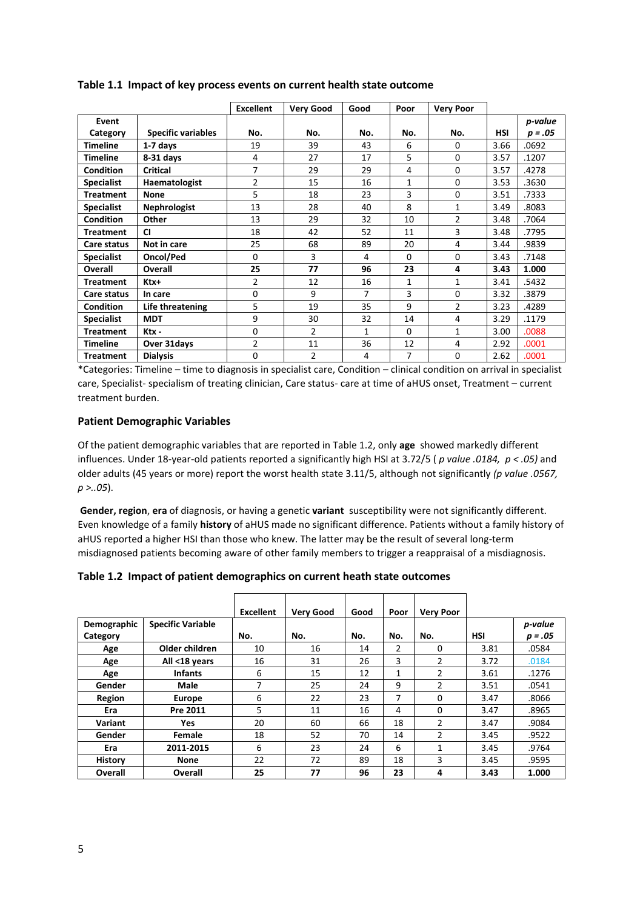**Table 1.1 Impact of key process events on current health state outcome**

| | | Excellent | Very Good | Good | Poor | Very Poor | | |
|---|---|---|---|---|---|---|---|---|
| **Event Category** | **Specific variables** | **No.** | **No.** | **No.** | **No.** | **No.** | **HSI** | ***p-value*** ***p = .05*** |
| **Timeline** | **1-7 days** | 19 | 39 | 43 | 6 | 0 | 3.66 | .0692 |
| **Timeline** | **8-31 days** | 4 | 27 | 17 | 5 | 0 | 3.57 | .1207 |
| **Condition** | **Critical** | 7 | 29 | 29 | 4 | 0 | 3.57 | .4278 |
| **Specialist** | **Haematologist** | 2 | 15 | 16 | 1 | 0 | 3.53 | .3630 |
| **Treatment** | **None** | 5 | 18 | 23 | 3 | 0 | 3.51 | .7333 |
| **Specialist** | **Nephrologist** | 13 | 28 | 40 | 8 | 1 | 3.49 | .8083 |
| **Condition** | **Other** | 13 | 29 | 32 | 10 | 2 | 3.48 | .7064 |
| **Treatment** | **CI** | 18 | 42 | 52 | 11 | 3 | 3.48 | .7795 |
| **Care status** | **Not in care** | 25 | 68 | 89 | 20 | 4 | 3.44 | .9839 |
| **Specialist** | **Oncol/Ped** | 0 | 3 | 4 | 0 | 0 | 3.43 | .7148 |
| **Overall** | **Overall** | **25** | **77** | **96** | **23** | **4** | **3.43** | **1.000** |
| **Treatment** | **Ktx+** | 2 | 12 | 16 | 1 | 1 | 3.41 | .5432 |
| **Care status** | **In care** | 0 | 9 | 7 | 3 | 0 | 3.32 | .3879 |
| **Condition** | **Life threatening** | 5 | 19 | 35 | 9 | 2 | 3.23 | .4289 |
| **Specialist** | **MDT** | 9 | 30 | 32 | 14 | 4 | 3.29 | .1179 |
| **Treatment** | **Ktx -** | 0 | 2 | 1 | 0 | 1 | 3.00 | .0088 |
| **Timeline** | **Over 31days** | 2 | 11 | 36 | 12 | 4 | 2.92 | .0001 |
| **Treatment** | **Dialysis** | 0 | 2 | 4 | 7 | 0 | 2.62 | .0001 |

*Categories: Timeline – time to diagnosis in specialist care, Condition – clinical condition on arrival in specialist care, Specialist- specialism of treating clinician, Care status- care at time of aHUS onset, Treatment – current treatment burden.

### Patient Demographic Variables

Of the patient demographic variables that are reported in Table 1.2, only **age** showed markedly different influences. Under 18-year-old patients reported a significantly high HSI at 3.72/5 ( *p value .0184, p < .05)* and older adults (45 years or more) report the worst health state 3.11/5, although not significantly *(p value .0567, p >..05*).

**Gender, region**, **era** of diagnosis, or having a genetic **variant** susceptibility were not significantly different. Even knowledge of a family **history** of aHUS made no significant difference. Patients without a family history of aHUS reported a higher HSI than those who knew. The latter may be the result of several long-term misdiagnosed patients becoming aware of other family members to trigger a reappraisal of a misdiagnosis.

**Table 1.2 Impact of patient demographics on current heath state outcomes**

| | | Excellent | Very Good | Good | Poor | Very Poor | | |
|---|---|---|---|---|---|---|---|---|
| **Demographic Category** | **Specific Variable** | **No.** | **No.** | **No.** | **No.** | **No.** | **HSI** | ***p-value*** ***p = .05*** |
| **Age** | **Older children** | 10 | 16 | 14 | 2 | 0 | 3.81 | .0584 |
| **Age** | **All <18 years** | 16 | 31 | 26 | 3 | 2 | 3.72 | .0184 |
| **Age** | **Infants** | 6 | 15 | 12 | 1 | 2 | 3.61 | .1276 |
| **Gender** | **Male** | 7 | 25 | 24 | 9 | 2 | 3.51 | .0541 |
| **Region** | **Europe** | 6 | 22 | 23 | 7 | 0 | 3.47 | .8066 |
| **Era** | **Pre 2011** | 5 | 11 | 16 | 4 | 0 | 3.47 | .8965 |
| **Variant** | **Yes** | 20 | 60 | 66 | 18 | 2 | 3.47 | .9084 |
| **Gender** | **Female** | 18 | 52 | 70 | 14 | 2 | 3.45 | .9522 |
| **Era** | **2011-2015** | 6 | 23 | 24 | 6 | 1 | 3.45 | .9764 |
| **History** | **None** | 22 | 72 | 89 | 18 | 3 | 3.45 | .9595 |
| **Overall** | **Overall** | **25** | **77** | **96** | **23** | **4** | **3.43** | **1.000** |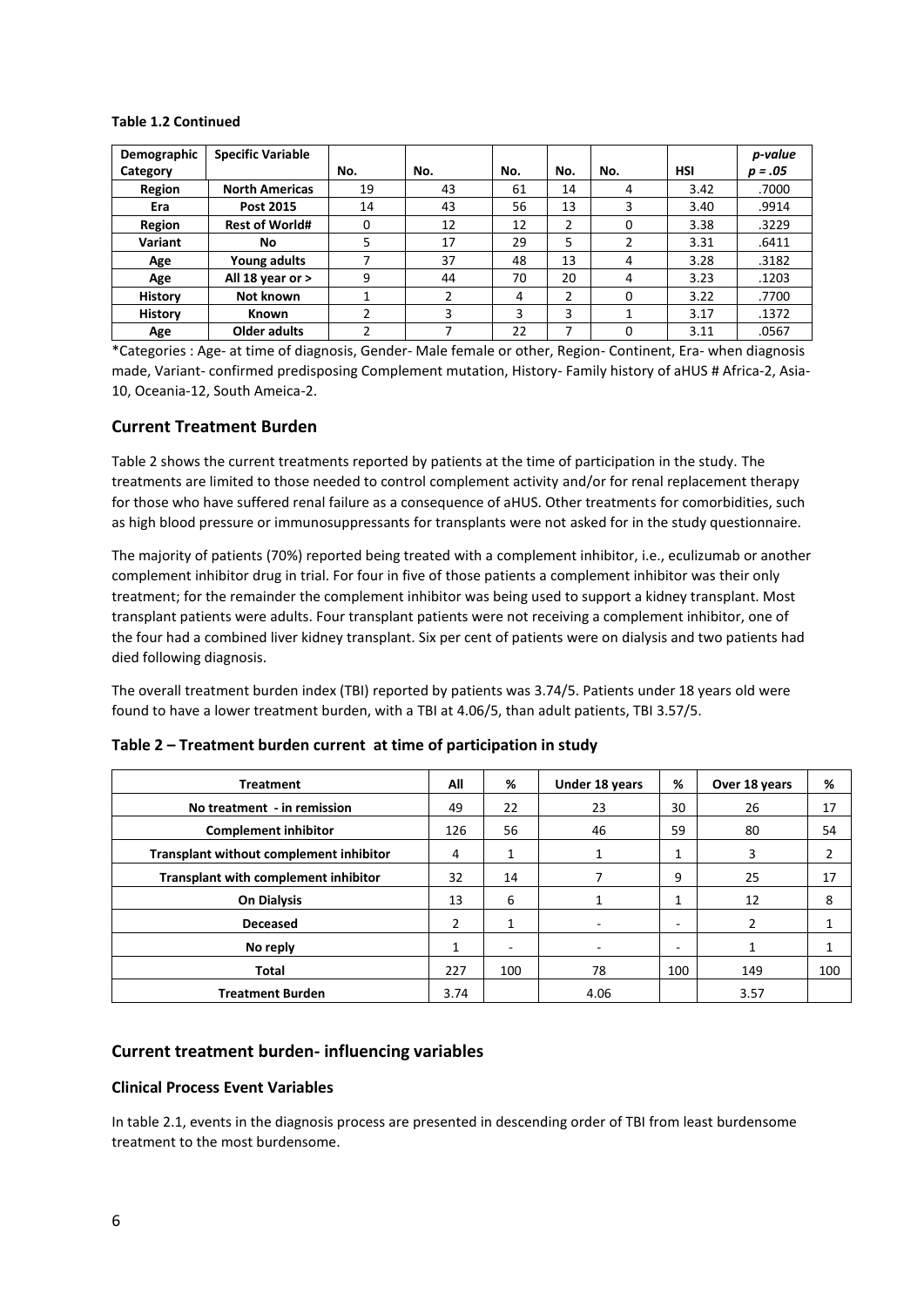**Table 1.2 Continued**

| Demographic Category | Specific Variable | No. | No. | No. | No. | No. | HSI | *p-value* *p = .05* |
|---|---|---|---|---|---|---|---|---|
| Region | North Americas | 19 | 43 | 61 | 14 | 4 | 3.42 | .7000 |
| Era | Post 2015 | 14 | 43 | 56 | 13 | 3 | 3.40 | .9914 |
| Region | Rest of World# | 0 | 12 | 12 | 2 | 0 | 3.38 | .3229 |
| Variant | No | 5 | 17 | 29 | 5 | 2 | 3.31 | .6411 |
| Age | Young adults | 7 | 37 | 48 | 13 | 4 | 3.28 | .3182 |
| Age | All 18 year or > | 9 | 44 | 70 | 20 | 4 | 3.23 | .1203 |
| History | Not known | 1 | 2 | 4 | 2 | 0 | 3.22 | .7700 |
| History | Known | 2 | 3 | 3 | 3 | 1 | 3.17 | .1372 |
| Age | Older adults | 2 | 7 | 22 | 7 | 0 | 3.11 | .0567 |

*Categories : Age- at time of diagnosis, Gender- Male female or other, Region- Continent, Era- when diagnosis made, Variant- confirmed predisposing Complement mutation, History- Family history of aHUS # Africa-2, Asia-10, Oceania-12, South Ameica-2.

## Current Treatment Burden

Table 2 shows the current treatments reported by patients at the time of participation in the study. The treatments are limited to those needed to control complement activity and/or for renal replacement therapy for those who have suffered renal failure as a consequence of aHUS. Other treatments for comorbidities, such as high blood pressure or immunosuppressants for transplants were not asked for in the study questionnaire.

The majority of patients (70%) reported being treated with a complement inhibitor, i.e., eculizumab or another complement inhibitor drug in trial. For four in five of those patients a complement inhibitor was their only treatment; for the remainder the complement inhibitor was being used to support a kidney transplant. Most transplant patients were adults. Four transplant patients were not receiving a complement inhibitor, one of the four had a combined liver kidney transplant. Six per cent of patients were on dialysis and two patients had died following diagnosis.

The overall treatment burden index (TBI) reported by patients was 3.74/5. Patients under 18 years old were found to have a lower treatment burden, with a TBI at 4.06/5, than adult patients, TBI 3.57/5.

**Table 2 – Treatment burden current at time of participation in study**

| Treatment | All | % | Under 18 years | % | Over 18 years | % |
|---|---|---|---|---|---|---|
| No treatment - in remission | 49 | 22 | 23 | 30 | 26 | 17 |
| Complement inhibitor | 126 | 56 | 46 | 59 | 80 | 54 |
| Transplant without complement inhibitor | 4 | 1 | 1 | 1 | 3 | 2 |
| Transplant with complement inhibitor | 32 | 14 | 7 | 9 | 25 | 17 |
| On Dialysis | 13 | 6 | 1 | 1 | 12 | 8 |
| Deceased | 2 | 1 | - | - | 2 | 1 |
| No reply | 1 | - | - | - | 1 | 1 |
| Total | 227 | 100 | 78 | 100 | 149 | 100 |
| Treatment Burden | 3.74 | | 4.06 | | 3.57 | |

## Current treatment burden- influencing variables

### Clinical Process Event Variables

In table 2.1, events in the diagnosis process are presented in descending order of TBI from least burdensome treatment to the most burdensome.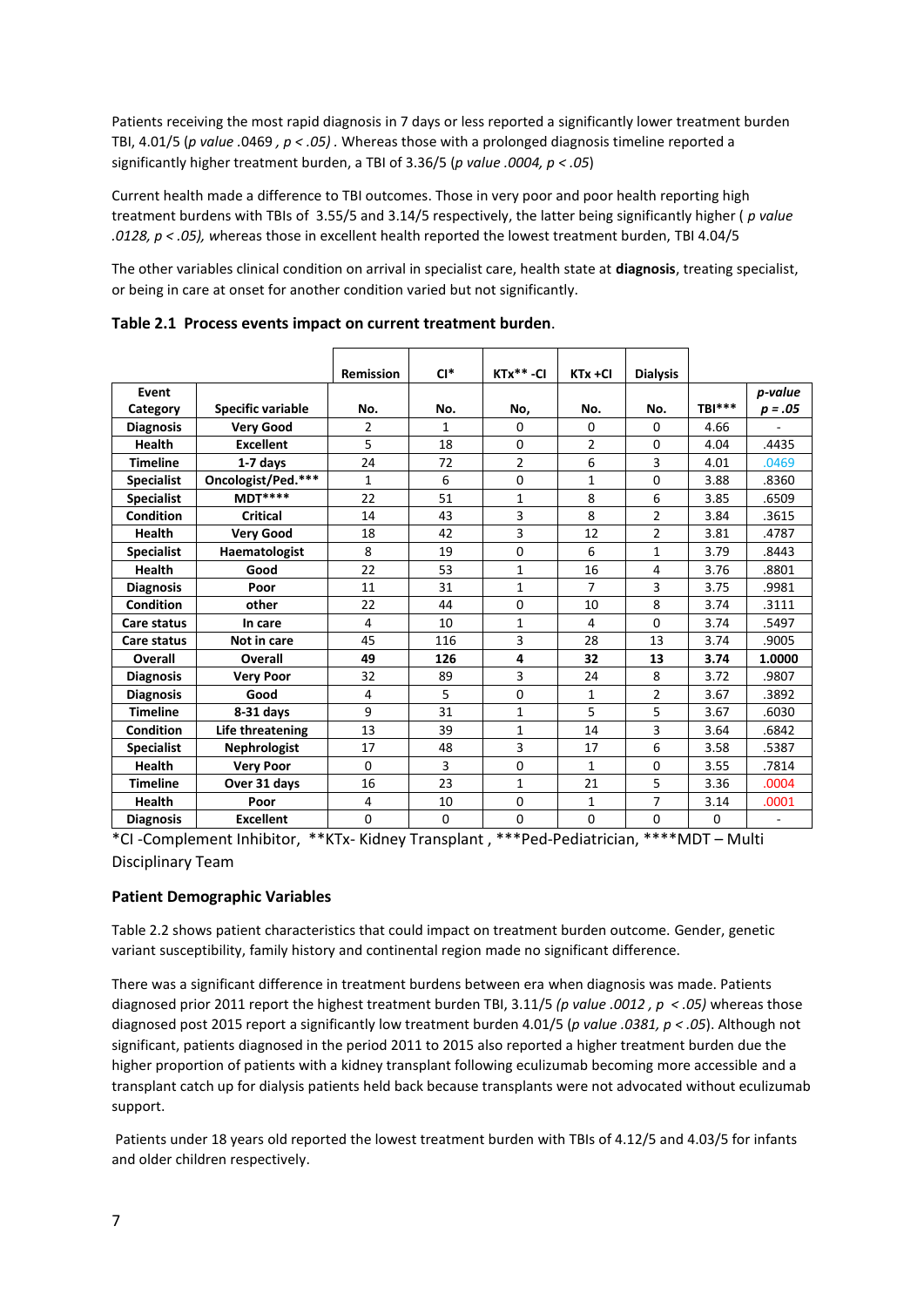Patients receiving the most rapid diagnosis in 7 days or less reported a significantly lower treatment burden TBI, 4.01/5 (*p value* .0469 *, p < .05)* . Whereas those with a prolonged diagnosis timeline reported a significantly higher treatment burden, a TBI of 3.36/5 (*p value .0004, p < .05*)

Current health made a difference to TBI outcomes. Those in very poor and poor health reporting high treatment burdens with TBIs of 3.55/5 and 3.14/5 respectively, the latter being significantly higher ( *p value .0128, p < .05), w*hereas those in excellent health reported the lowest treatment burden, TBI 4.04/5

The other variables clinical condition on arrival in specialist care, health state at **diagnosis**, treating specialist, or being in care at onset for another condition varied but not significantly.

**Table 2.1 Process events impact on current treatment burden**.

| | | Remission | CI* | KTx** -CI | KTx +CI | Dialysis | | |
|---|---|---|---|---|---|---|---|---|
| **Event Category** | **Specific variable** | **No.** | **No.** | **No,** | **No.** | **No.** | **TBI*****| ***p-value p = .05*** |
| **Diagnosis** | **Very Good** | 2 | 1 | 0 | 0 | 0 | 4.66 | - |
| **Health** | **Excellent** | 5 | 18 | 0 | 2 | 0 | 4.04 | .4435 |
| **Timeline** | **1-7 days** | 24 | 72 | 2 | 6 | 3 | 4.01 | .0469 |
| **Specialist** | **Oncologist/Ped.***** | 1 | 6 | 0 | 1 | 0 | 3.88 | .8360 |
| **Specialist** | **MDT******| 22 | 51 | 1 | 8 | 6 | 3.85 | .6509 |
| **Condition** | **Critical** | 14 | 43 | 3 | 8 | 2 | 3.84 | .3615 |
| **Health** | **Very Good** | 18 | 42 | 3 | 12 | 2 | 3.81 | .4787 |
| **Specialist** | **Haematologist** | 8 | 19 | 0 | 6 | 1 | 3.79 | .8443 |
| **Health** | **Good** | 22 | 53 | 1 | 16 | 4 | 3.76 | .8801 |
| **Diagnosis** | **Poor** | 11 | 31 | 1 | 7 | 3 | 3.75 | .9981 |
| **Condition** | **other** | 22 | 44 | 0 | 10 | 8 | 3.74 | .3111 |
| **Care status** | **In care** | 4 | 10 | 1 | 4 | 0 | 3.74 | .5497 |
| **Care status** | **Not in care** | 45 | 116 | 3 | 28 | 13 | 3.74 | .9005 |
| **Overall** | **Overall** | **49** | **126** | **4** | **32** | **13** | **3.74** | **1.0000** |
| **Diagnosis** | **Very Poor** | 32 | 89 | 3 | 24 | 8 | 3.72 | .9807 |
| **Diagnosis** | **Good** | 4 | 5 | 0 | 1 | 2 | 3.67 | .3892 |
| **Timeline** | **8-31 days** | 9 | 31 | 1 | 5 | 5 | 3.67 | .6030 |
| **Condition** | **Life threatening** | 13 | 39 | 1 | 14 | 3 | 3.64 | .6842 |
| **Specialist** | **Nephrologist** | 17 | 48 | 3 | 17 | 6 | 3.58 | .5387 |
| **Health** | **Very Poor** | 0 | 3 | 0 | 1 | 0 | 3.55 | .7814 |
| **Timeline** | **Over 31 days** | 16 | 23 | 1 | 21 | 5 | 3.36 | .0004 |
| **Health** | **Poor** | 4 | 10 | 0 | 1 | 7 | 3.14 | .0001 |
| **Diagnosis** | **Excellent** | 0 | 0 | 0 | 0 | 0 | 0 | - |

*CI -Complement Inhibitor, **KTx- Kidney Transplant , ***Ped-Pediatrician, ****MDT – Multi Disciplinary Team

**Patient Demographic Variables**

Table 2.2 shows patient characteristics that could impact on treatment burden outcome. Gender, genetic variant susceptibility, family history and continental region made no significant difference.

There was a significant difference in treatment burdens between era when diagnosis was made. Patients diagnosed prior 2011 report the highest treatment burden TBI, 3.11/5 *(p value .0012 , p < .05)* whereas those diagnosed post 2015 report a significantly low treatment burden 4.01/5 (*p value .0381, p < .05*). Although not significant, patients diagnosed in the period 2011 to 2015 also reported a higher treatment burden due the higher proportion of patients with a kidney transplant following eculizumab becoming more accessible and a transplant catch up for dialysis patients held back because transplants were not advocated without eculizumab support.

Patients under 18 years old reported the lowest treatment burden with TBIs of 4.12/5 and 4.03/5 for infants and older children respectively.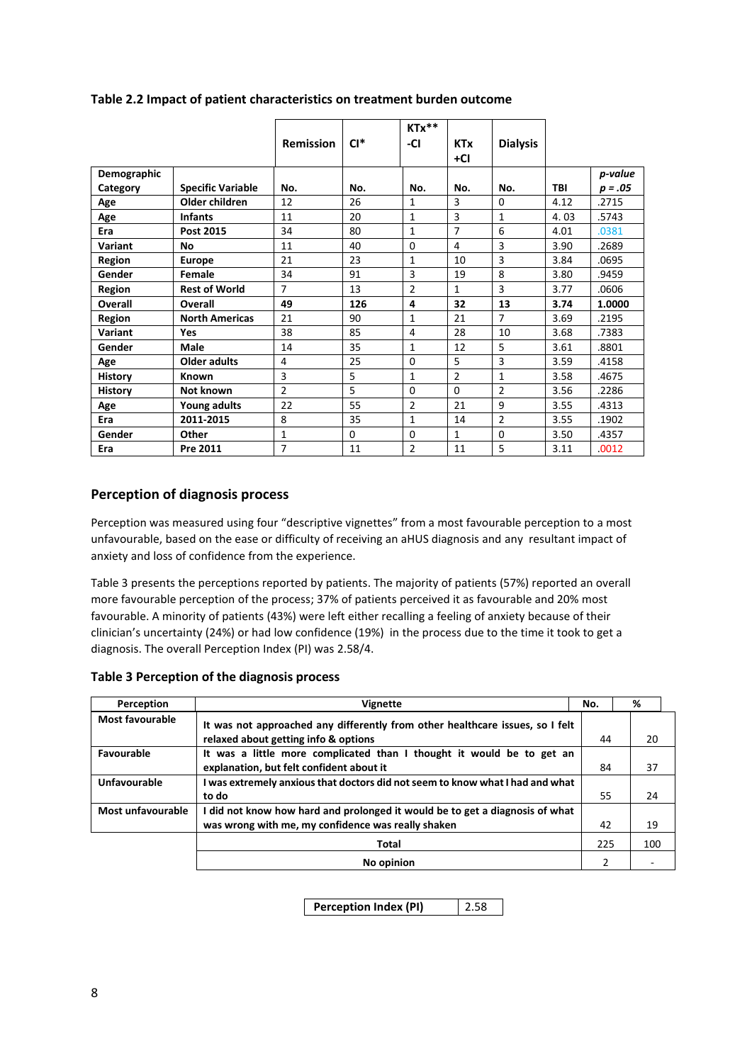**Table 2.2 Impact of patient characteristics on treatment burden outcome**

| Demographic Category | Specific Variable | Remission No. | CI* No. | KTx** -CI No. | KTx +CI No. | Dialysis No. | TBI | *p-value* *p = .05* |
|---|---|---|---|---|---|---|---|---|
| Age | Older children | 12 | 26 | 1 | 3 | 0 | 4.12 | .2715 |
| Age | Infants | 11 | 20 | 1 | 3 | 1 | 4. 03 | .5743 |
| Era | Post 2015 | 34 | 80 | 1 | 7 | 6 | 4.01 | .0381 |
| Variant | No | 11 | 40 | 0 | 4 | 3 | 3.90 | .2689 |
| Region | Europe | 21 | 23 | 1 | 10 | 3 | 3.84 | .0695 |
| Gender | Female | 34 | 91 | 3 | 19 | 8 | 3.80 | .9459 |
| Region | Rest of World | 7 | 13 | 2 | 1 | 3 | 3.77 | .0606 |
| **Overall** | **Overall** | **49** | **126** | **4** | **32** | **13** | **3.74** | **1.0000** |
| Region | North Americas | 21 | 90 | 1 | 21 | 7 | 3.69 | .2195 |
| Variant | Yes | 38 | 85 | 4 | 28 | 10 | 3.68 | .7383 |
| Gender | Male | 14 | 35 | 1 | 12 | 5 | 3.61 | .8801 |
| Age | Older adults | 4 | 25 | 0 | 5 | 3 | 3.59 | .4158 |
| History | Known | 3 | 5 | 1 | 2 | 1 | 3.58 | .4675 |
| History | Not known | 2 | 5 | 0 | 0 | 2 | 3.56 | .2286 |
| Age | Young adults | 22 | 55 | 2 | 21 | 9 | 3.55 | .4313 |
| Era | 2011-2015 | 8 | 35 | 1 | 14 | 2 | 3.55 | .1902 |
| Gender | Other | 1 | 0 | 0 | 1 | 0 | 3.50 | .4357 |
| Era | Pre 2011 | 7 | 11 | 2 | 11 | 5 | 3.11 | .0012 |

## Perception of diagnosis process

Perception was measured using four "descriptive vignettes" from a most favourable perception to a most unfavourable, based on the ease or difficulty of receiving an aHUS diagnosis and any resultant impact of anxiety and loss of confidence from the experience.

Table 3 presents the perceptions reported by patients. The majority of patients (57%) reported an overall more favourable perception of the process; 37% of patients perceived it as favourable and 20% most favourable. A minority of patients (43%) were left either recalling a feeling of anxiety because of their clinician's uncertainty (24%) or had low confidence (19%) in the process due to the time it took to get a diagnosis. The overall Perception Index (PI) was 2.58/4.

**Table 3 Perception of the diagnosis process**

| Perception | Vignette | No. | % |
|---|---|---|---|
| Most favourable | It was not approached any differently from other healthcare issues, so I felt relaxed about getting info & options | 44 | 20 |
| Favourable | It was a little more complicated than I thought it would be to get an explanation, but felt confident about it | 84 | 37 |
| Unfavourable | I was extremely anxious that doctors did not seem to know what I had and what to do | 55 | 24 |
| Most unfavourable | I did not know how hard and prolonged it would be to get a diagnosis of what was wrong with me, my confidence was really shaken | 42 | 19 |
| | Total | 225 | 100 |
| | No opinion | 2 | - |

| Perception Index (PI) | 2.58 |
|---|---|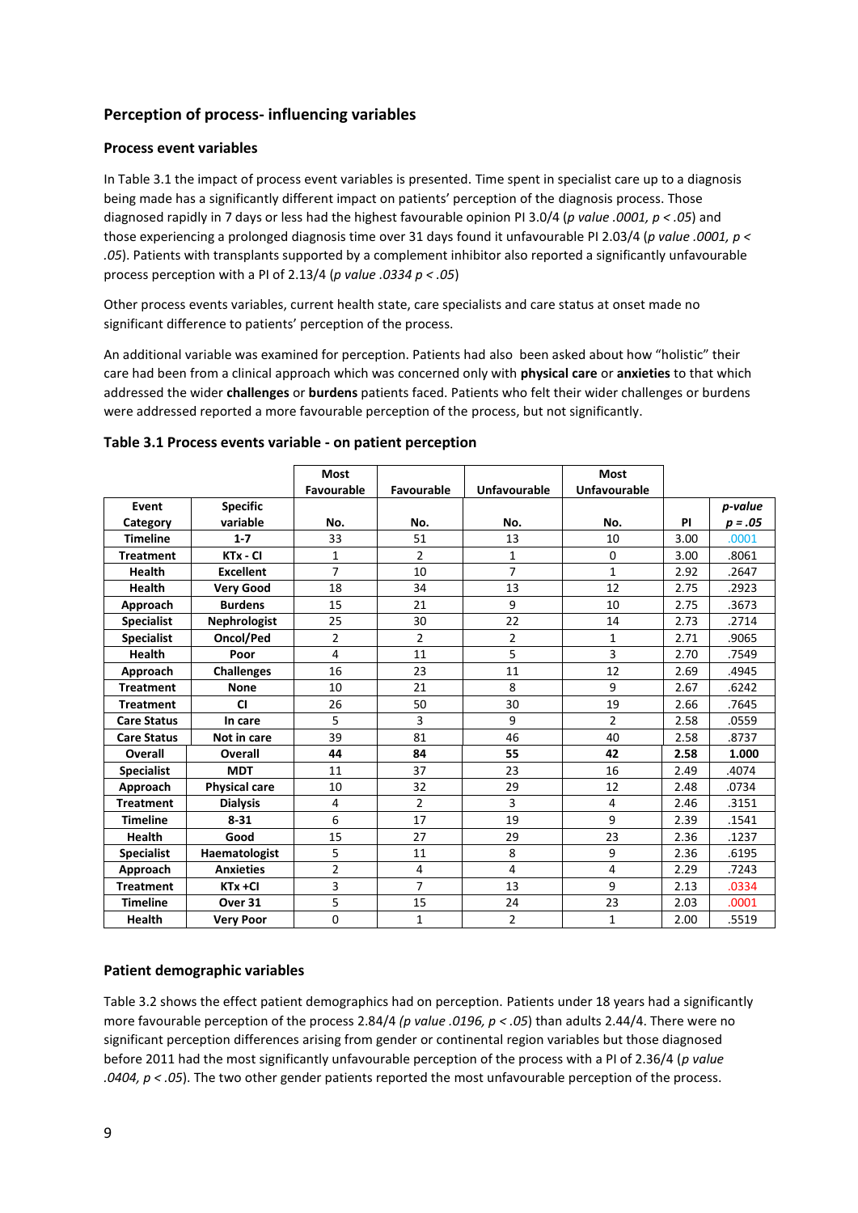## Perception of process- influencing variables

### Process event variables

In Table 3.1 the impact of process event variables is presented. Time spent in specialist care up to a diagnosis being made has a significantly different impact on patients' perception of the diagnosis process. Those diagnosed rapidly in 7 days or less had the highest favourable opinion PI 3.0/4 (*p value .0001, $p < .05$*) and those experiencing a prolonged diagnosis time over 31 days found it unfavourable PI 2.03/4 (*p value .0001, $p < .05$*). Patients with transplants supported by a complement inhibitor also reported a significantly unfavourable process perception with a PI of 2.13/4 (*p value .0334 $p < .05$*)

Other process events variables, current health state, care specialists and care status at onset made no significant difference to patients' perception of the process.

An additional variable was examined for perception. Patients had also been asked about how "holistic" their care had been from a clinical approach which was concerned only with **physical care** or **anxieties** to that which addressed the wider **challenges** or **burdens** patients faced. Patients who felt their wider challenges or burdens were addressed reported a more favourable perception of the process, but not significantly.

### Table 3.1 Process events variable - on patient perception

| | | Most Favourable | Favourable | Unfavourable | Most Unfavourable | | |
|---|---|---|---|---|---|---|---|
| **Event Category** | **Specific variable** | **No.** | **No.** | **No.** | **No.** | **PI** | ***p-value*** ***p = .05*** |
| **Timeline** | **1-7** | 33 | 51 | 13 | 10 | 3.00 | .0001 |
| **Treatment** | **KTx - CI** | 1 | 2 | 1 | 0 | 3.00 | .8061 |
| **Health** | **Excellent** | 7 | 10 | 7 | 1 | 2.92 | .2647 |
| **Health** | **Very Good** | 18 | 34 | 13 | 12 | 2.75 | .2923 |
| **Approach** | **Burdens** | 15 | 21 | 9 | 10 | 2.75 | .3673 |
| **Specialist** | **Nephrologist** | 25 | 30 | 22 | 14 | 2.73 | .2714 |
| **Specialist** | **Oncol/Ped** | 2 | 2 | 2 | 1 | 2.71 | .9065 |
| **Health** | **Poor** | 4 | 11 | 5 | 3 | 2.70 | .7549 |
| **Approach** | **Challenges** | 16 | 23 | 11 | 12 | 2.69 | .4945 |
| **Treatment** | **None** | 10 | 21 | 8 | 9 | 2.67 | .6242 |
| **Treatment** | **CI** | 26 | 50 | 30 | 19 | 2.66 | .7645 |
| **Care Status** | **In care** | 5 | 3 | 9 | 2 | 2.58 | .0559 |
| **Care Status** | **Not in care** | 39 | 81 | 46 | 40 | 2.58 | .8737 |
| **Overall** | **Overall** | **44** | **84** | **55** | **42** | **2.58** | **1.000** |
| **Specialist** | **MDT** | 11 | 37 | 23 | 16 | 2.49 | .4074 |
| **Approach** | **Physical care** | 10 | 32 | 29 | 12 | 2.48 | .0734 |
| **Treatment** | **Dialysis** | 4 | 2 | 3 | 4 | 2.46 | .3151 |
| **Timeline** | **8-31** | 6 | 17 | 19 | 9 | 2.39 | .1541 |
| **Health** | **Good** | 15 | 27 | 29 | 23 | 2.36 | .1237 |
| **Specialist** | **Haematologist** | 5 | 11 | 8 | 9 | 2.36 | .6195 |
| **Approach** | **Anxieties** | 2 | 4 | 4 | 4 | 2.29 | .7243 |
| **Treatment** | **KTx +CI** | 3 | 7 | 13 | 9 | 2.13 | .0334 |
| **Timeline** | **Over 31** | 5 | 15 | 24 | 23 | 2.03 | .0001 |
| **Health** | **Very Poor** | 0 | 1 | 2 | 1 | 2.00 | .5519 |

### Patient demographic variables

Table 3.2 shows the effect patient demographics had on perception. Patients under 18 years had a significantly more favourable perception of the process 2.84/4 *(p value .0196, $p < .05$)* than adults 2.44/4. There were no significant perception differences arising from gender or continental region variables but those diagnosed before 2011 had the most significantly unfavourable perception of the process with a PI of 2.36/4 (*p value .0404, $p < .05$*). The two other gender patients reported the most unfavourable perception of the process.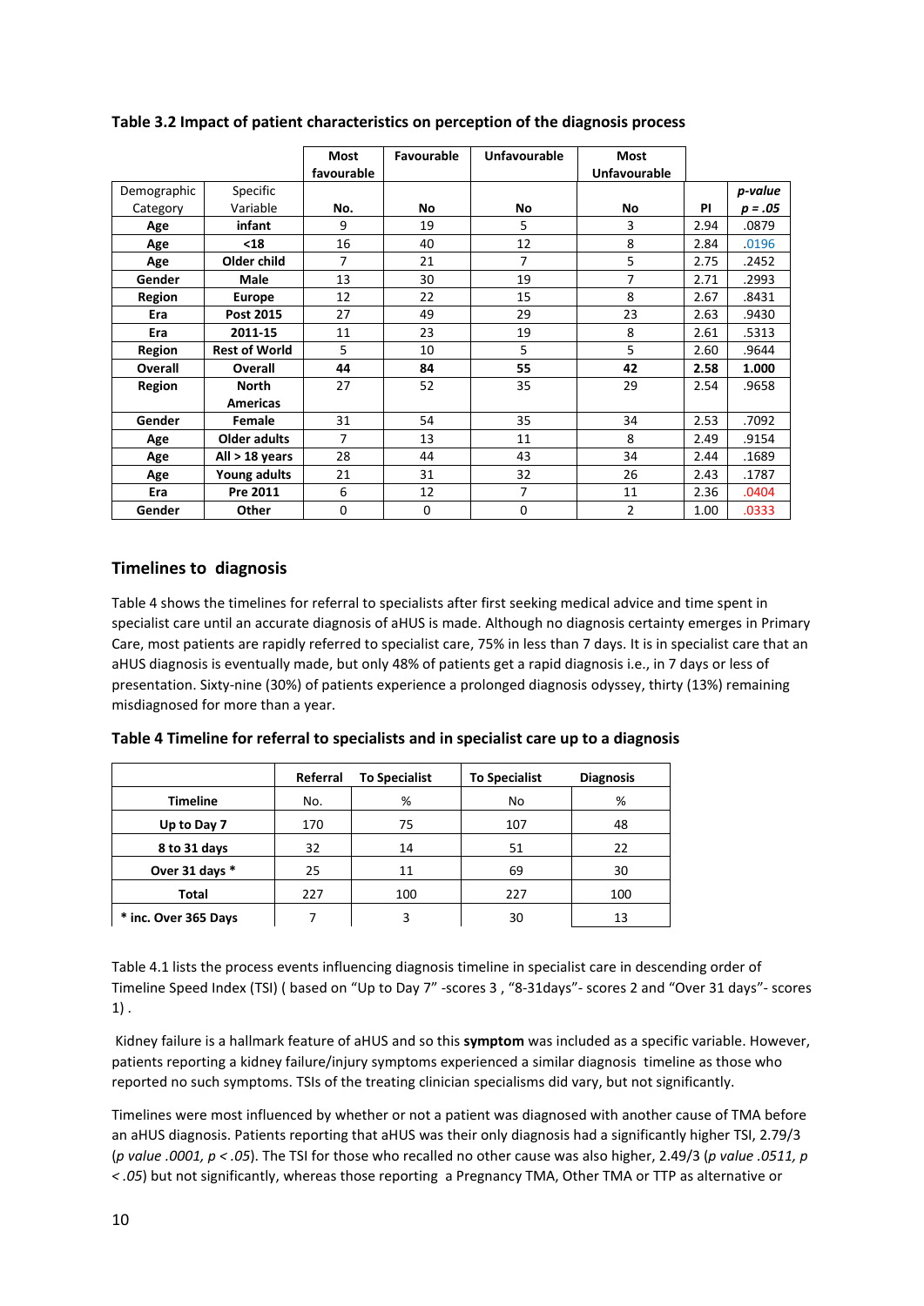**Table 3.2 Impact of patient characteristics on perception of the diagnosis process**

| | | Most favourable | Favourable | Unfavourable | Most Unfavourable | | |
|---|---|---|---|---|---|---|---|
| Demographic Category | Specific Variable | No. | No | No | No | PI | *p-value* *p = .05* |
| **Age** | **infant** | 9 | 19 | 5 | 3 | 2.94 | .0879 |
| **Age** | **<18** | 16 | 40 | 12 | 8 | 2.84 | .0196 |
| **Age** | **Older child** | 7 | 21 | 7 | 5 | 2.75 | .2452 |
| **Gender** | **Male** | 13 | 30 | 19 | 7 | 2.71 | .2993 |
| **Region** | **Europe** | 12 | 22 | 15 | 8 | 2.67 | .8431 |
| **Era** | **Post 2015** | 27 | 49 | 29 | 23 | 2.63 | .9430 |
| **Era** | **2011-15** | 11 | 23 | 19 | 8 | 2.61 | .5313 |
| **Region** | **Rest of World** | 5 | 10 | 5 | 5 | 2.60 | .9644 |
| **Overall** | **Overall** | **44** | **84** | **55** | **42** | **2.58** | **1.000** |
| **Region** | **North Americas** | 27 | 52 | 35 | 29 | 2.54 | .9658 |
| **Gender** | **Female** | 31 | 54 | 35 | 34 | 2.53 | .7092 |
| **Age** | **Older adults** | 7 | 13 | 11 | 8 | 2.49 | .9154 |
| **Age** | **All > 18 years** | 28 | 44 | 43 | 34 | 2.44 | .1689 |
| **Age** | **Young adults** | 21 | 31 | 32 | 26 | 2.43 | .1787 |
| **Era** | **Pre 2011** | 6 | 12 | 7 | 11 | 2.36 | .0404 |
| **Gender** | **Other** | 0 | 0 | 0 | 2 | 1.00 | .0333 |

## Timelines to diagnosis

Table 4 shows the timelines for referral to specialists after first seeking medical advice and time spent in specialist care until an accurate diagnosis of aHUS is made. Although no diagnosis certainty emerges in Primary Care, most patients are rapidly referred to specialist care, 75% in less than 7 days. It is in specialist care that an aHUS diagnosis is eventually made, but only 48% of patients get a rapid diagnosis i.e., in 7 days or less of presentation. Sixty-nine (30%) of patients experience a prolonged diagnosis odyssey, thirty (13%) remaining misdiagnosed for more than a year.

**Table 4 Timeline for referral to specialists and in specialist care up to a diagnosis**

| | Referral | To Specialist | To Specialist | Diagnosis |
|---|---|---|---|---|
| **Timeline** | No. | % | No | % |
| **Up to Day 7** | 170 | 75 | 107 | 48 |
| **8 to 31 days** | 32 | 14 | 51 | 22 |
| **Over 31 days *** | 25 | 11 | 69 | 30 |
| **Total** | 227 | 100 | 227 | 100 |
| *** inc. Over 365 Days** | 7 | 3 | 30 | 13 |

Table 4.1 lists the process events influencing diagnosis timeline in specialist care in descending order of Timeline Speed Index (TSI) ( based on "Up to Day 7" -scores 3 , "8-31days"- scores 2 and "Over 31 days"- scores 1) .

Kidney failure is a hallmark feature of aHUS and so this **symptom** was included as a specific variable. However, patients reporting a kidney failure/injury symptoms experienced a similar diagnosis timeline as those who reported no such symptoms. TSIs of the treating clinician specialisms did vary, but not significantly.

Timelines were most influenced by whether or not a patient was diagnosed with another cause of TMA before an aHUS diagnosis. Patients reporting that aHUS was their only diagnosis had a significantly higher TSI, 2.79/3 (*p value .0001, p < .05*). The TSI for those who recalled no other cause was also higher, 2.49/3 (*p value .0511, p < .05*) but not significantly, whereas those reporting a Pregnancy TMA, Other TMA or TTP as alternative or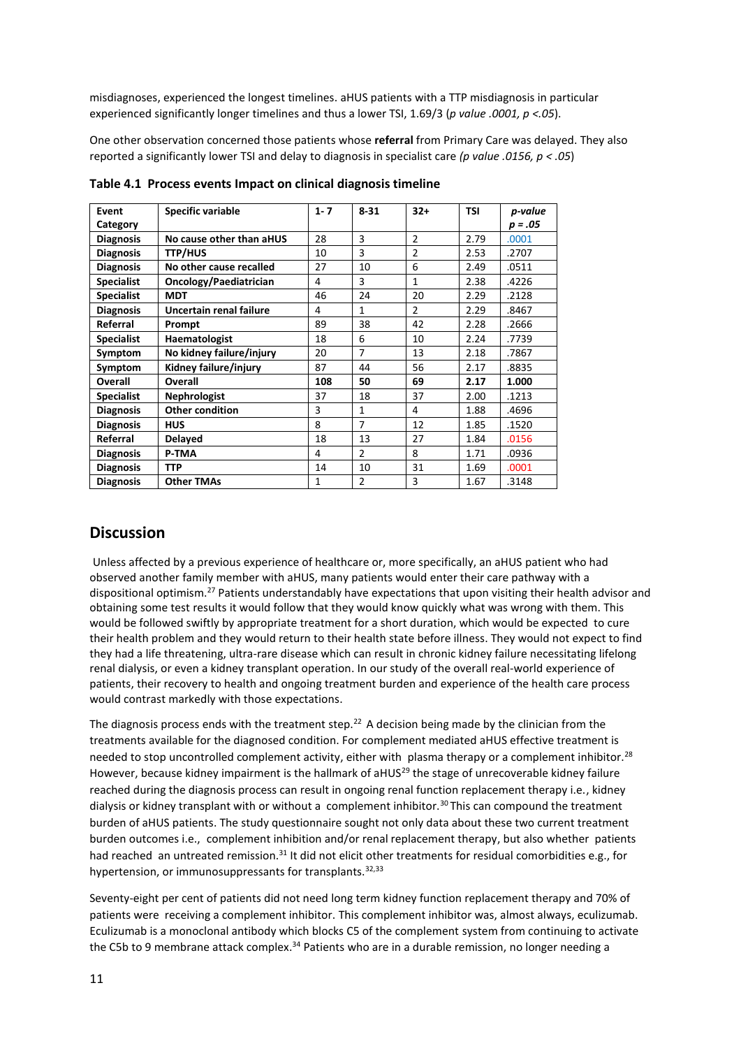misdiagnoses, experienced the longest timelines. aHUS patients with a TTP misdiagnosis in particular experienced significantly longer timelines and thus a lower TSI, 1.69/3 (*p value .0001, p <.05*).

One other observation concerned those patients whose **referral** from Primary Care was delayed. They also reported a significantly lower TSI and delay to diagnosis in specialist care *(p value .0156, p < .05*)

**Table 4.1 Process events Impact on clinical diagnosis timeline**

| Event Category | Specific variable | 1- 7 | 8-31 | 32+ | TSI | *p-value p = .05* |
|---|---|---|---|---|---|---|
| **Diagnosis** | **No cause other than aHUS** | 28 | 3 | 2 | 2.79 | .0001 |
| **Diagnosis** | **TTP/HUS** | 10 | 3 | 2 | 2.53 | .2707 |
| **Diagnosis** | **No other cause recalled** | 27 | 10 | 6 | 2.49 | .0511 |
| **Specialist** | **Oncology/Paediatrician** | 4 | 3 | 1 | 2.38 | .4226 |
| **Specialist** | **MDT** | 46 | 24 | 20 | 2.29 | .2128 |
| **Diagnosis** | **Uncertain renal failure** | 4 | 1 | 2 | 2.29 | .8467 |
| **Referral** | **Prompt** | 89 | 38 | 42 | 2.28 | .2666 |
| **Specialist** | **Haematologist** | 18 | 6 | 10 | 2.24 | .7739 |
| **Symptom** | **No kidney failure/injury** | 20 | 7 | 13 | 2.18 | .7867 |
| **Symptom** | **Kidney failure/injury** | 87 | 44 | 56 | 2.17 | .8835 |
| **Overall** | **Overall** | **108** | **50** | **69** | **2.17** | **1.000** |
| **Specialist** | **Nephrologist** | 37 | 18 | 37 | 2.00 | .1213 |
| **Diagnosis** | **Other condition** | 3 | 1 | 4 | 1.88 | .4696 |
| **Diagnosis** | **HUS** | 8 | 7 | 12 | 1.85 | .1520 |
| **Referral** | **Delayed** | 18 | 13 | 27 | 1.84 | .0156 |
| **Diagnosis** | **P-TMA** | 4 | 2 | 8 | 1.71 | .0936 |
| **Diagnosis** | **TTP** | 14 | 10 | 31 | 1.69 | .0001 |
| **Diagnosis** | **Other TMAs** | 1 | 2 | 3 | 1.67 | .3148 |

## Discussion

Unless affected by a previous experience of healthcare or, more specifically, an aHUS patient who had observed another family member with aHUS, many patients would enter their care pathway with a dispositional optimism.[27] Patients understandably have expectations that upon visiting their health advisor and obtaining some test results it would follow that they would know quickly what was wrong with them. This would be followed swiftly by appropriate treatment for a short duration, which would be expected to cure their health problem and they would return to their health state before illness. They would not expect to find they had a life threatening, ultra-rare disease which can result in chronic kidney failure necessitating lifelong renal dialysis, or even a kidney transplant operation. In our study of the overall real-world experience of patients, their recovery to health and ongoing treatment burden and experience of the health care process would contrast markedly with those expectations.

The diagnosis process ends with the treatment step.[22] A decision being made by the clinician from the treatments available for the diagnosed condition. For complement mediated aHUS effective treatment is needed to stop uncontrolled complement activity, either with plasma therapy or a complement inhibitor.[28] However, because kidney impairment is the hallmark of aHUS[29] the stage of unrecoverable kidney failure reached during the diagnosis process can result in ongoing renal function replacement therapy i.e., kidney dialysis or kidney transplant with or without a complement inhibitor.[30] This can compound the treatment burden of aHUS patients. The study questionnaire sought not only data about these two current treatment burden outcomes i.e., complement inhibition and/or renal replacement therapy, but also whether patients had reached an untreated remission.[31] It did not elicit other treatments for residual comorbidities e.g., for hypertension, or immunosuppressants for transplants.[32,33]

Seventy-eight per cent of patients did not need long term kidney function replacement therapy and 70% of patients were receiving a complement inhibitor. This complement inhibitor was, almost always, eculizumab. Eculizumab is a monoclonal antibody which blocks C5 of the complement system from continuing to activate the C5b to 9 membrane attack complex.[34] Patients who are in a durable remission, no longer needing a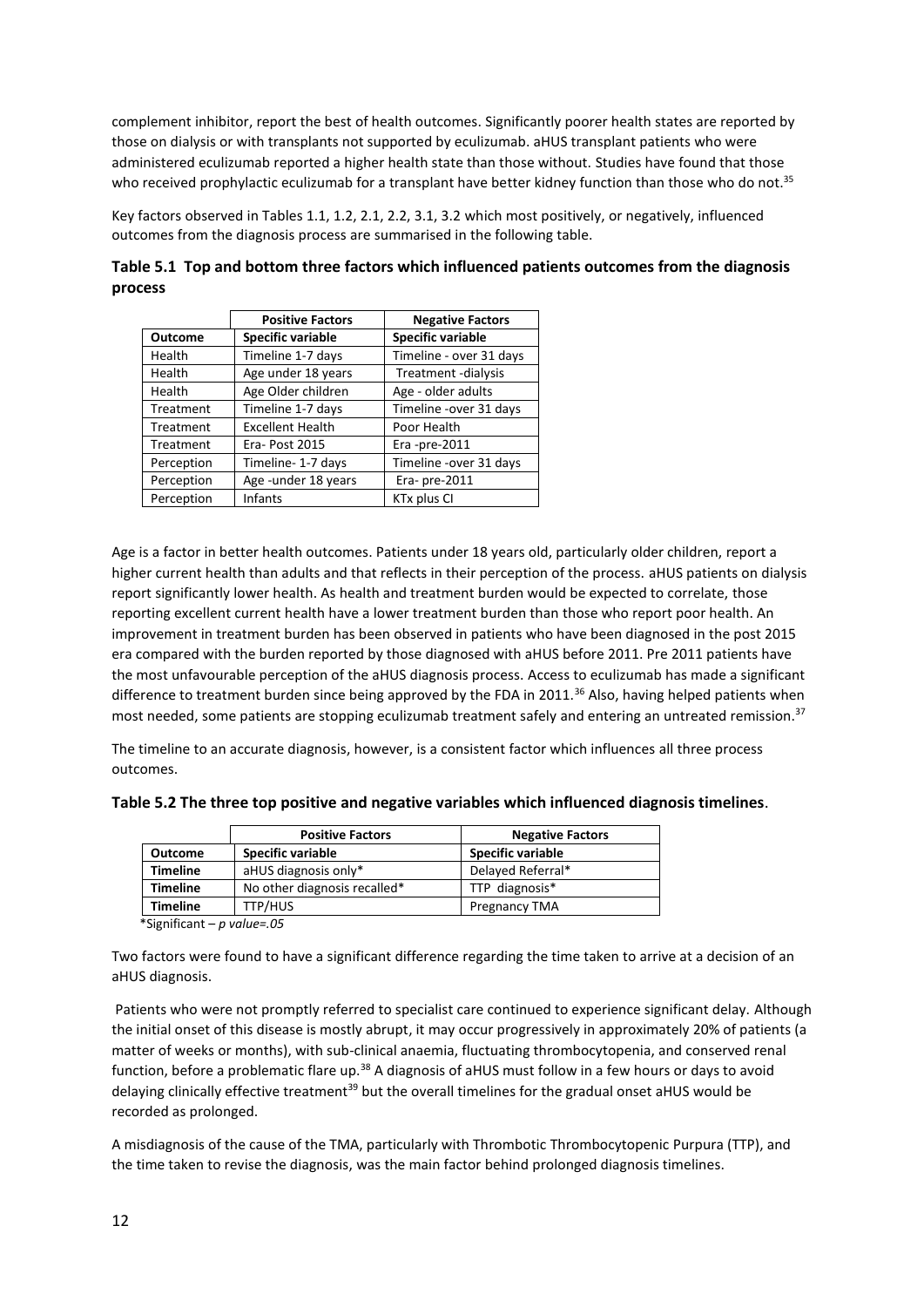complement inhibitor, report the best of health outcomes. Significantly poorer health states are reported by those on dialysis or with transplants not supported by eculizumab. aHUS transplant patients who were administered eculizumab reported a higher health state than those without. Studies have found that those who received prophylactic eculizumab for a transplant have better kidney function than those who do not.[35]

Key factors observed in Tables 1.1, 1.2, 2.1, 2.2, 3.1, 3.2 which most positively, or negatively, influenced outcomes from the diagnosis process are summarised in the following table.

**Table 5.1 Top and bottom three factors which influenced patients outcomes from the diagnosis process**

| | **Positive Factors** | **Negative Factors** |
|---|---|---|
| **Outcome** | **Specific variable** | **Specific variable** |
| Health | Timeline 1-7 days | Timeline - over 31 days |
| Health | Age under 18 years | Treatment -dialysis |
| Health | Age Older children | Age - older adults |
| Treatment | Timeline 1-7 days | Timeline -over 31 days |
| Treatment | Excellent Health | Poor Health |
| Treatment | Era- Post 2015 | Era -pre-2011 |
| Perception | Timeline- 1-7 days | Timeline -over 31 days |
| Perception | Age -under 18 years | Era- pre-2011 |
| Perception | Infants | KTx plus CI |

Age is a factor in better health outcomes. Patients under 18 years old, particularly older children, report a higher current health than adults and that reflects in their perception of the process. aHUS patients on dialysis report significantly lower health. As health and treatment burden would be expected to correlate, those reporting excellent current health have a lower treatment burden than those who report poor health. An improvement in treatment burden has been observed in patients who have been diagnosed in the post 2015 era compared with the burden reported by those diagnosed with aHUS before 2011. Pre 2011 patients have the most unfavourable perception of the aHUS diagnosis process. Access to eculizumab has made a significant difference to treatment burden since being approved by the FDA in 2011.[36] Also, having helped patients when most needed, some patients are stopping eculizumab treatment safely and entering an untreated remission.[37]

The timeline to an accurate diagnosis, however, is a consistent factor which influences all three process outcomes.

**Table 5.2 The three top positive and negative variables which influenced diagnosis timelines**.

| | **Positive Factors** | **Negative Factors** |
|---|---|---|
| **Outcome** | **Specific variable** | **Specific variable** |
| **Timeline** | aHUS diagnosis only* | Delayed Referral* |
| **Timeline** | No other diagnosis recalled* | TTP diagnosis* |
| **Timeline** | TTP/HUS | Pregnancy TMA |

*Significant – *p value=.05*

Two factors were found to have a significant difference regarding the time taken to arrive at a decision of an aHUS diagnosis.

Patients who were not promptly referred to specialist care continued to experience significant delay. Although the initial onset of this disease is mostly abrupt, it may occur progressively in approximately 20% of patients (a matter of weeks or months), with sub-clinical anaemia, fluctuating thrombocytopenia, and conserved renal function, before a problematic flare up.[38] A diagnosis of aHUS must follow in a few hours or days to avoid delaying clinically effective treatment[39] but the overall timelines for the gradual onset aHUS would be recorded as prolonged.

A misdiagnosis of the cause of the TMA, particularly with Thrombotic Thrombocytopenic Purpura (TTP), and the time taken to revise the diagnosis, was the main factor behind prolonged diagnosis timelines.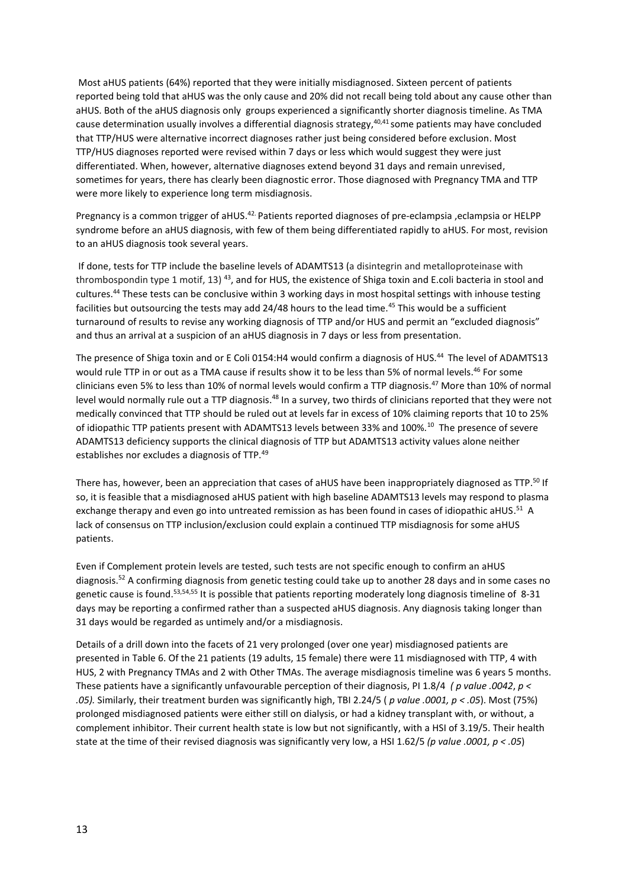Most aHUS patients (64%) reported that they were initially misdiagnosed. Sixteen percent of patients reported being told that aHUS was the only cause and 20% did not recall being told about any cause other than aHUS. Both of the aHUS diagnosis only groups experienced a significantly shorter diagnosis timeline. As TMA cause determination usually involves a differential diagnosis strategy,[40,41] some patients may have concluded that TTP/HUS were alternative incorrect diagnoses rather just being considered before exclusion. Most TTP/HUS diagnoses reported were revised within 7 days or less which would suggest they were just differentiated. When, however, alternative diagnoses extend beyond 31 days and remain unrevised, sometimes for years, there has clearly been diagnostic error. Those diagnosed with Pregnancy TMA and TTP were more likely to experience long term misdiagnosis.

Pregnancy is a common trigger of aHUS.[42] Patients reported diagnoses of pre-eclampsia ,eclampsia or HELPP syndrome before an aHUS diagnosis, with few of them being differentiated rapidly to aHUS. For most, revision to an aHUS diagnosis took several years.

If done, tests for TTP include the baseline levels of ADAMTS13 (a disintegrin and metalloproteinase with thrombospondin type 1 motif, 13) [43], and for HUS, the existence of Shiga toxin and E.coli bacteria in stool and cultures.[44] These tests can be conclusive within 3 working days in most hospital settings with inhouse testing facilities but outsourcing the tests may add 24/48 hours to the lead time.[45] This would be a sufficient turnaround of results to revise any working diagnosis of TTP and/or HUS and permit an "excluded diagnosis" and thus an arrival at a suspicion of an aHUS diagnosis in 7 days or less from presentation.

The presence of Shiga toxin and or E Coli 0154:H4 would confirm a diagnosis of HUS.[44] The level of ADAMTS13 would rule TTP in or out as a TMA cause if results show it to be less than 5% of normal levels.[46] For some clinicians even 5% to less than 10% of normal levels would confirm a TTP diagnosis.[47] More than 10% of normal level would normally rule out a TTP diagnosis.[48] In a survey, two thirds of clinicians reported that they were not medically convinced that TTP should be ruled out at levels far in excess of 10% claiming reports that 10 to 25% of idiopathic TTP patients present with ADAMTS13 levels between 33% and 100%.[10] The presence of severe ADAMTS13 deficiency supports the clinical diagnosis of TTP but ADAMTS13 activity values alone neither establishes nor excludes a diagnosis of TTP.[49]

There has, however, been an appreciation that cases of aHUS have been inappropriately diagnosed as TTP.[50] If so, it is feasible that a misdiagnosed aHUS patient with high baseline ADAMTS13 levels may respond to plasma exchange therapy and even go into untreated remission as has been found in cases of idiopathic aHUS.[51] A lack of consensus on TTP inclusion/exclusion could explain a continued TTP misdiagnosis for some aHUS patients.

Even if Complement protein levels are tested, such tests are not specific enough to confirm an aHUS diagnosis.[52] A confirming diagnosis from genetic testing could take up to another 28 days and in some cases no genetic cause is found.[53,54,55] It is possible that patients reporting moderately long diagnosis timeline of 8-31 days may be reporting a confirmed rather than a suspected aHUS diagnosis. Any diagnosis taking longer than 31 days would be regarded as untimely and/or a misdiagnosis.

Details of a drill down into the facets of 21 very prolonged (over one year) misdiagnosed patients are presented in Table 6. Of the 21 patients (19 adults, 15 female) there were 11 misdiagnosed with TTP, 4 with HUS, 2 with Pregnancy TMAs and 2 with Other TMAs. The average misdiagnosis timeline was 6 years 5 months. These patients have a significantly unfavourable perception of their diagnosis, PI 1.8/4 *( p value .0042*, $p < .05$*).* Similarly, their treatment burden was significantly high, TBI 2.24/5 ( *p value .0001*, $p < .05$). Most (75%) prolonged misdiagnosed patients were either still on dialysis, or had a kidney transplant with, or without, a complement inhibitor. Their current health state is low but not significantly, with a HSI of 3.19/5. Their health state at the time of their revised diagnosis was significantly very low, a HSI 1.62/5 *(p value .0001*, $p < .05$)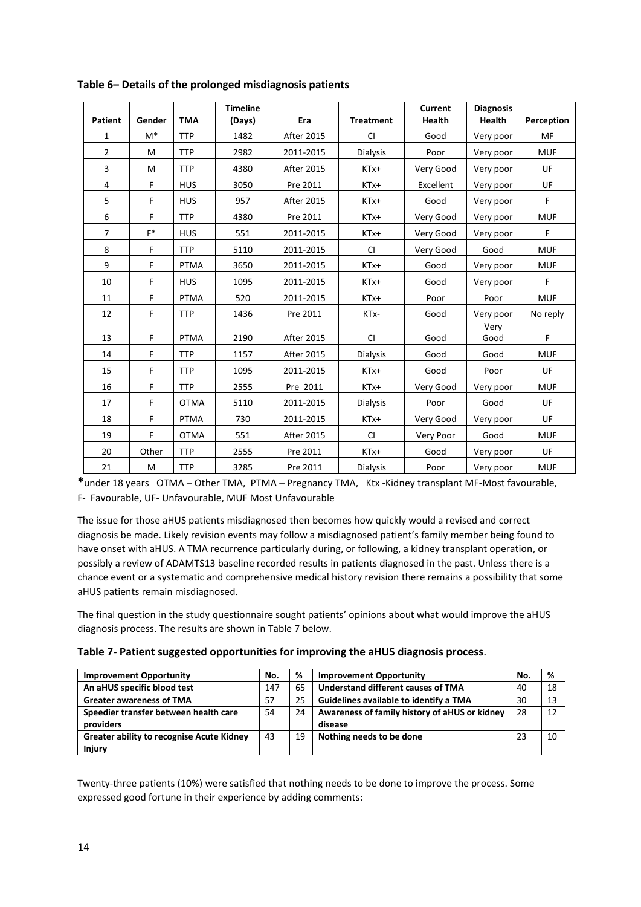**Table 6– Details of the prolonged misdiagnosis patients**

| Patient | Gender | TMA | Timeline (Days) | Era | Treatment | Current Health | Diagnosis Health | Perception |
|---|---|---|---|---|---|---|---|---|
| 1 | M* | TTP | 1482 | After 2015 | CI | Good | Very poor | MF |
| 2 | M | TTP | 2982 | 2011-2015 | Dialysis | Poor | Very poor | MUF |
| 3 | M | TTP | 4380 | After 2015 | KTx+ | Very Good | Very poor | UF |
| 4 | F | HUS | 3050 | Pre 2011 | KTx+ | Excellent | Very poor | UF |
| 5 | F | HUS | 957 | After 2015 | KTx+ | Good | Very poor | F |
| 6 | F | TTP | 4380 | Pre 2011 | KTx+ | Very Good | Very poor | MUF |
| 7 | F* | HUS | 551 | 2011-2015 | KTx+ | Very Good | Very poor | F |
| 8 | F | TTP | 5110 | 2011-2015 | CI | Very Good | Good | MUF |
| 9 | F | PTMA | 3650 | 2011-2015 | KTx+ | Good | Very poor | MUF |
| 10 | F | HUS | 1095 | 2011-2015 | KTx+ | Good | Very poor | F |
| 11 | F | PTMA | 520 | 2011-2015 | KTx+ | Poor | Poor | MUF |
| 12 | F | TTP | 1436 | Pre 2011 | KTx- | Good | Very poor | No reply |
| 13 | F | PTMA | 2190 | After 2015 | CI | Good | Very Good | F |
| 14 | F | TTP | 1157 | After 2015 | Dialysis | Good | Good | MUF |
| 15 | F | TTP | 1095 | 2011-2015 | KTx+ | Good | Poor | UF |
| 16 | F | TTP | 2555 | Pre 2011 | KTx+ | Very Good | Very poor | MUF |
| 17 | F | OTMA | 5110 | 2011-2015 | Dialysis | Poor | Good | UF |
| 18 | F | PTMA | 730 | 2011-2015 | KTx+ | Very Good | Very poor | UF |
| 19 | F | OTMA | 551 | After 2015 | CI | Very Poor | Good | MUF |
| 20 | Other | TTP | 2555 | Pre 2011 | KTx+ | Good | Very poor | UF |
| 21 | M | TTP | 3285 | Pre 2011 | Dialysis | Poor | Very poor | MUF |

*under 18 years OTMA – Other TMA, PTMA – Pregnancy TMA, Ktx -Kidney transplant MF-Most favourable, F- Favourable, UF- Unfavourable, MUF Most Unfavourable

The issue for those aHUS patients misdiagnosed then becomes how quickly would a revised and correct diagnosis be made. Likely revision events may follow a misdiagnosed patient's family member being found to have onset with aHUS. A TMA recurrence particularly during, or following, a kidney transplant operation, or possibly a review of ADAMTS13 baseline recorded results in patients diagnosed in the past. Unless there is a chance event or a systematic and comprehensive medical history revision there remains a possibility that some aHUS patients remain misdiagnosed.

The final question in the study questionnaire sought patients' opinions about what would improve the aHUS diagnosis process. The results are shown in Table 7 below.

**Table 7- Patient suggested opportunities for improving the aHUS diagnosis process**.

| Improvement Opportunity | No. | % | Improvement Opportunity | No. | % |
|---|---|---|---|---|---|
| **An aHUS specific blood test** | 147 | 65 | **Understand different causes of TMA** | 40 | 18 |
| **Greater awareness of TMA** | 57 | 25 | **Guidelines available to identify a TMA** | 30 | 13 |
| **Speedier transfer between health care providers** | 54 | 24 | **Awareness of family history of aHUS or kidney disease** | 28 | 12 |
| **Greater ability to recognise Acute Kidney Injury** | 43 | 19 | **Nothing needs to be done** | 23 | 10 |

Twenty-three patients (10%) were satisfied that nothing needs to be done to improve the process. Some expressed good fortune in their experience by adding comments: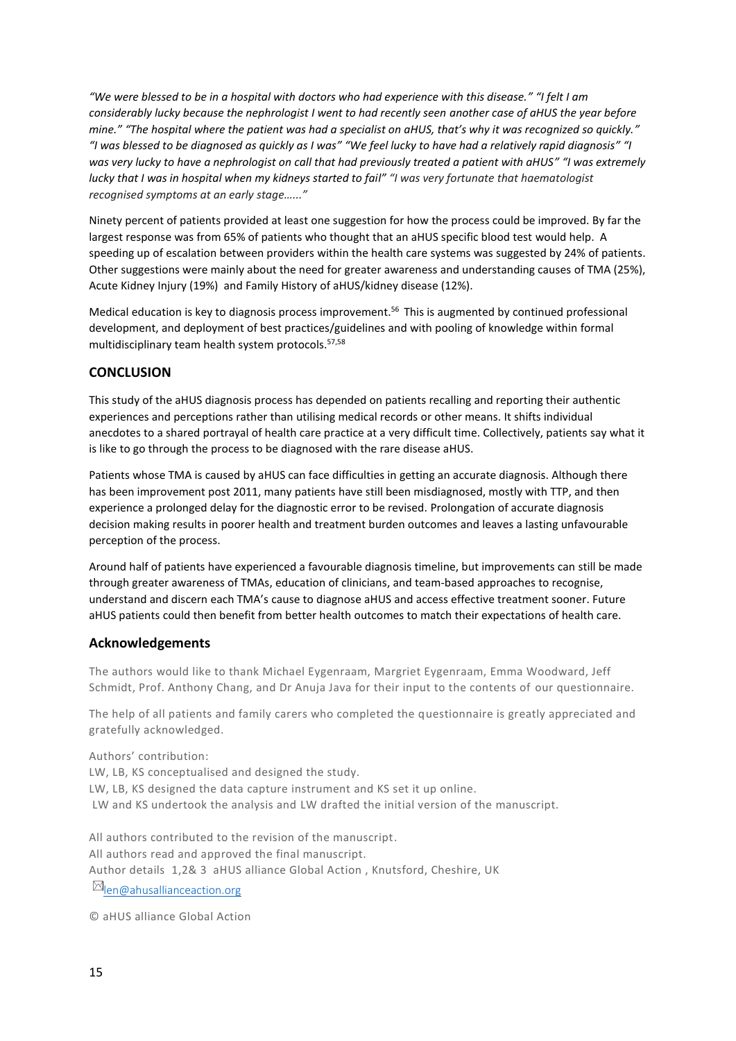*"We were blessed to be in a hospital with doctors who had experience with this disease." "I felt I am considerably lucky because the nephrologist I went to had recently seen another case of aHUS the year before mine." "The hospital where the patient was had a specialist on aHUS, that's why it was recognized so quickly." "I was blessed to be diagnosed as quickly as I was" "We feel lucky to have had a relatively rapid diagnosis" "I was very lucky to have a nephrologist on call that had previously treated a patient with aHUS" "I was extremely lucky that I was in hospital when my kidneys started to fail" "I was very fortunate that haematologist recognised symptoms at an early stage......"*

Ninety percent of patients provided at least one suggestion for how the process could be improved. By far the largest response was from 65% of patients who thought that an aHUS specific blood test would help. A speeding up of escalation between providers within the health care systems was suggested by 24% of patients. Other suggestions were mainly about the need for greater awareness and understanding causes of TMA (25%), Acute Kidney Injury (19%) and Family History of aHUS/kidney disease (12%).

Medical education is key to diagnosis process improvement.[56] This is augmented by continued professional development, and deployment of best practices/guidelines and with pooling of knowledge within formal multidisciplinary team health system protocols.[57,58]

## CONCLUSION

This study of the aHUS diagnosis process has depended on patients recalling and reporting their authentic experiences and perceptions rather than utilising medical records or other means. It shifts individual anecdotes to a shared portrayal of health care practice at a very difficult time. Collectively, patients say what it is like to go through the process to be diagnosed with the rare disease aHUS.

Patients whose TMA is caused by aHUS can face difficulties in getting an accurate diagnosis. Although there has been improvement post 2011, many patients have still been misdiagnosed, mostly with TTP, and then experience a prolonged delay for the diagnostic error to be revised. Prolongation of accurate diagnosis decision making results in poorer health and treatment burden outcomes and leaves a lasting unfavourable perception of the process.

Around half of patients have experienced a favourable diagnosis timeline, but improvements can still be made through greater awareness of TMAs, education of clinicians, and team-based approaches to recognise, understand and discern each TMA's cause to diagnose aHUS and access effective treatment sooner. Future aHUS patients could then benefit from better health outcomes to match their expectations of health care.

## Acknowledgements

The authors would like to thank Michael Eygenraam, Margriet Eygenraam, Emma Woodward, Jeff Schmidt, Prof. Anthony Chang, and Dr Anuja Java for their input to the contents of our questionnaire.

The help of all patients and family carers who completed the questionnaire is greatly appreciated and gratefully acknowledged.

Authors' contribution:
LW, LB, KS conceptualised and designed the study.
LW, LB, KS designed the data capture instrument and KS set it up online.
LW and KS undertook the analysis and LW drafted the initial version of the manuscript.

All authors contributed to the revision of the manuscript.
All authors read and approved the final manuscript.
Author details 1,2& 3 aHUS alliance Global Action , Knutsford, Cheshire, UK
len@ahusallianceaction.org

© aHUS alliance Global Action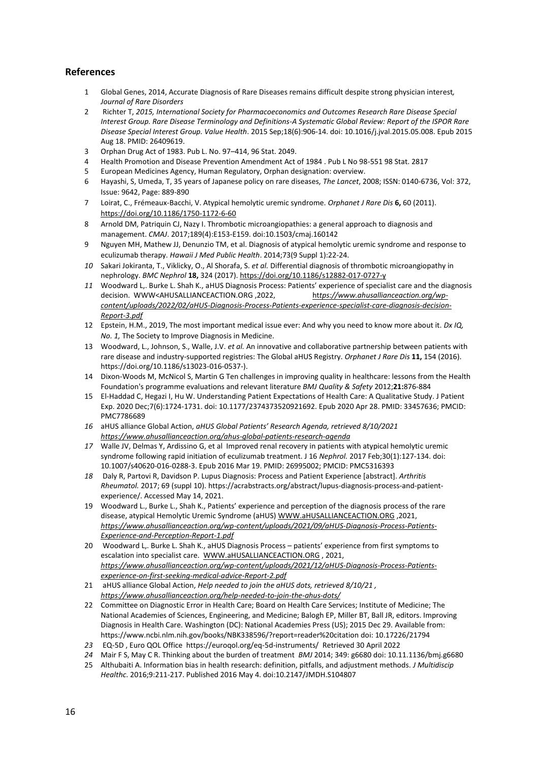## References

1. Global Genes, 2014, Accurate Diagnosis of Rare Diseases remains difficult despite strong physician interest*, Journal of Rare Disorders*
2. Richter T, *2015, International Society for Pharmacoeconomics and Outcomes Research Rare Disease Special Interest Group. Rare Disease Terminology and Definitions-A Systematic Global Review: Report of the ISPOR Rare Disease Special Interest Group. Value Health*. 2015 Sep;18(6):906-14. doi: 10.1016/j.jval.2015.05.008. Epub 2015 Aug 18. PMID: 26409619.
3. Orphan Drug Act of 1983. Pub L. No. 97–414, 96 Stat. 2049.
4. Health Promotion and Disease Prevention Amendment Act of 1984 . Pub L No 98-551 98 Stat. 2817
5. European Medicines Agency, Human Regulatory, Orphan designation: overview.
6. Hayashi, S, Umeda, T, 35 years of Japanese policy on rare diseases, *The Lancet*, 2008; ISSN: 0140-6736, Vol: 372, Issue: 9642, Page: 889-890
7. Loirat, C., Frémeaux-Bacchi, V. Atypical hemolytic uremic syndrome. *Orphanet J Rare Dis* **6,** 60 (2011). https://doi.org/10.1186/1750-1172-6-60
8. Arnold DM, Patriquin CJ, Nazy I. Thrombotic microangiopathies: a general approach to diagnosis and management. *CMAJ*. 2017;189(4):E153-E159. doi:10.1503/cmaj.160142
9. Nguyen MH, Mathew JJ, Denunzio TM, et al. Diagnosis of atypical hemolytic uremic syndrome and response to eculizumab therapy. *Hawaii J Med Public Health*. 2014;73(9 Suppl 1):22-24.
10. Sakari Jokiranta, T., Viklicky, O., Al Shorafa, S. *et al.* Differential diagnosis of thrombotic microangiopathy in nephrology. *BMC Nephrol* **18,** 324 (2017). https://doi.org/10.1186/s12882-017-0727-y
11. Woodward L,. Burke L. Shah K., aHUS Diagnosis Process: Patients' experience of specialist care and the diagnosis decision. WWW<AHUSALLIANCEACTION.ORG ,2022, *https://www.ahusallianceaction.org/wp-content/uploads/2022/02/aHUS-Diagnosis-Process-Patients-experience-specialist-care-diagnosis-decision-Report-3.pdf*
12. Epstein, H.M., 2019, The most important medical issue ever: And why you need to know more about it. *Dx IQ, No. 1,* The Society to Improve Diagnosis in Medicine.
13. Woodward, L., Johnson, S., Walle, J.V. *et al.* An innovative and collaborative partnership between patients with rare disease and industry-supported registries: The Global aHUS Registry. *Orphanet J Rare Dis* **11,** 154 (2016). https://doi.org/10.1186/s13023-016-0537-).
14. Dixon-Woods M, McNicol S, Martin G Ten challenges in improving quality in healthcare: lessons from the Health Foundation's programme evaluations and relevant literature *BMJ Quality & Safety* 2012;**21:**876-884
15. El-Haddad C, Hegazi I, Hu W. Understanding Patient Expectations of Health Care: A Qualitative Study. J Patient Exp. 2020 Dec;7(6):1724-1731. doi: 10.1177/2374373520921692. Epub 2020 Apr 28. PMID: 33457636; PMCID: PMC7786689
16. aHUS alliance Global Action, *aHUS Global Patients' Research Agenda, retrieved 8/10/2021 https://www.ahusallianceaction.org/ahus-global-patients-research-agenda*
17. Walle JV, Delmas Y, Ardissino G, et al Improved renal recovery in patients with atypical hemolytic uremic syndrome following rapid initiation of eculizumab treatment. J 16 *Nephrol.* 2017 Feb;30(1):127-134. doi: 10.1007/s40620-016-0288-3. Epub 2016 Mar 19. PMID: 26995002; PMCID: PMC5316393
18. Daly R, Partovi R, Davidson P. Lupus Diagnosis: Process and Patient Experience [abstract]. *Arthritis Rheumatol.* 2017; 69 (suppl 10). https://acrabstracts.org/abstract/lupus-diagnosis-process-and-patient-experience/. Accessed May 14, 2021.
19. Woodward L., Burke L., Shah K., Patients' experience and perception of the diagnosis process of the rare disease, atypical Hemolytic Uremic Syndrome (aHUS) WWW.aHUSALLIANCEACTION.ORG ,2021, *https://www.ahusallianceaction.org/wp-content/uploads/2021/09/aHUS-Diagnosis-Process-Patients-Experience-and-Perception-Report-1.pdf*
20. Woodward L,. Burke L. Shah K., aHUS Diagnosis Process – patients' experience from first symptoms to escalation into specialist care. WWW.aHUSALLIANCEACTION.ORG , 2021, *https://www.ahusallianceaction.org/wp-content/uploads/2021/12/aHUS-Diagnosis-Process-Patients-experience-on-first-seeking-medical-advice-Report-2.pdf*
21. aHUS alliance Global Action, *Help needed to join the aHUS dots, retrieved 8/10/21 , https://www.ahusallianceaction.org/help-needed-to-join-the-ahus-dots/*
22. Committee on Diagnostic Error in Health Care; Board on Health Care Services; Institute of Medicine; The National Academies of Sciences, Engineering, and Medicine; Balogh EP, Miller BT, Ball JR, editors. Improving Diagnosis in Health Care. Washington (DC): National Academies Press (US); 2015 Dec 29. Available from: https://www.ncbi.nlm.nih.gov/books/NBK338596/?report=reader%20citation doi: 10.17226/21794
23. EQ-5D , Euro QOL Office https://euroqol.org/eq-5d-instruments/ Retrieved 30 April 2022
24. Mair F S, May C R. Thinking about the burden of treatment *BMJ* 2014; 349: g6680 doi: 10.11.1136/bmj.g6680
25. Althubaiti A. Information bias in health research: definition, pitfalls, and adjustment methods. *J Multidiscip Healthc*. 2016;9:211-217. Published 2016 May 4. doi:10.2147/JMDH.S104807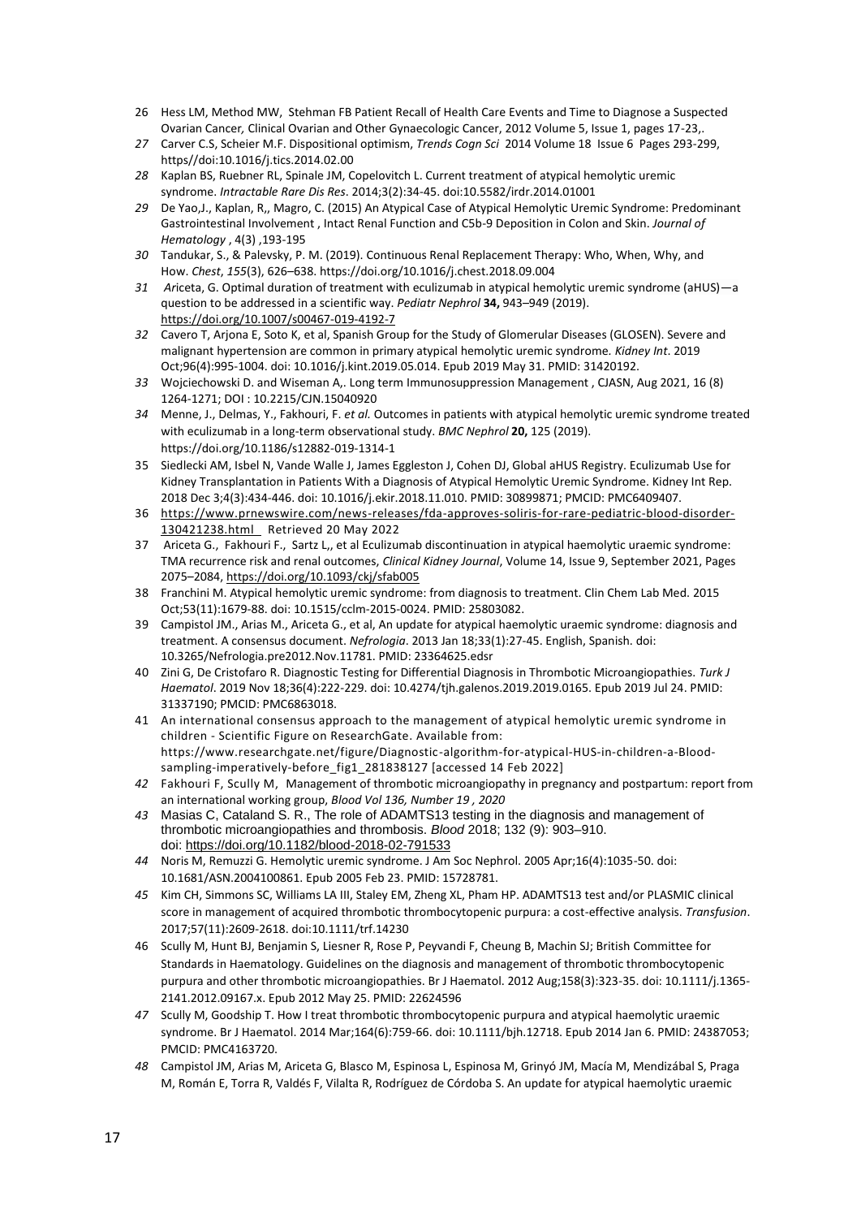26 Hess LM, Method MW, Stehman FB Patient Recall of Health Care Events and Time to Diagnose a Suspected Ovarian Cancer, Clinical Ovarian and Other Gynaecologic Cancer, 2012 Volume 5, Issue 1, pages 17-23,.

27 Carver C.S, Scheier M.F. Dispositional optimism, *Trends Cogn Sci* 2014 Volume 18 Issue 6 Pages 293-299, https//doi:10.1016/j.tics.2014.02.00

28 Kaplan BS, Ruebner RL, Spinale JM, Copelovitch L. Current treatment of atypical hemolytic uremic syndrome. *Intractable Rare Dis Res*. 2014;3(2):34-45. doi:10.5582/irdr.2014.01001

29 De Yao,J., Kaplan, R,, Magro, C. (2015) An Atypical Case of Atypical Hemolytic Uremic Syndrome: Predominant Gastrointestinal Involvement , Intact Renal Function and C5b-9 Deposition in Colon and Skin. *Journal of Hematology* , 4(3) ,193-195

30 Tandukar, S., & Palevsky, P. M. (2019). Continuous Renal Replacement Therapy: Who, When, Why, and How. *Chest*, *155*(3), 626–638. https://doi.org/10.1016/j.chest.2018.09.004

31 Ariceta, G. Optimal duration of treatment with eculizumab in atypical hemolytic uremic syndrome (aHUS)—a question to be addressed in a scientific way. *Pediatr Nephrol* **34,** 943–949 (2019). https://doi.org/10.1007/s00467-019-4192-7

32 Cavero T, Arjona E, Soto K, et al, Spanish Group for the Study of Glomerular Diseases (GLOSEN). Severe and malignant hypertension are common in primary atypical hemolytic uremic syndrome. *Kidney Int*. 2019 Oct;96(4):995-1004. doi: 10.1016/j.kint.2019.05.014. Epub 2019 May 31. PMID: 31420192.

33 Wojciechowski D. and Wiseman A,. Long term Immunosuppression Management , CJASN, Aug 2021, 16 (8) 1264-1271; DOI : 10.2215/CJN.15040920

34 Menne, J., Delmas, Y., Fakhouri, F. *et al.* Outcomes in patients with atypical hemolytic uremic syndrome treated with eculizumab in a long-term observational study. *BMC Nephrol* **20,** 125 (2019). https://doi.org/10.1186/s12882-019-1314-1

35 Siedlecki AM, Isbel N, Vande Walle J, James Eggleston J, Cohen DJ, Global aHUS Registry. Eculizumab Use for Kidney Transplantation in Patients With a Diagnosis of Atypical Hemolytic Uremic Syndrome. Kidney Int Rep. 2018 Dec 3;4(3):434-446. doi: 10.1016/j.ekir.2018.11.010. PMID: 30899871; PMCID: PMC6409407.

36 https://www.prnewswire.com/news-releases/fda-approves-soliris-for-rare-pediatric-blood-disorder-130421238.html Retrieved 20 May 2022

37 Ariceta G., Fakhouri F., Sartz L,, et al Eculizumab discontinuation in atypical haemolytic uraemic syndrome: TMA recurrence risk and renal outcomes, *Clinical Kidney Journal*, Volume 14, Issue 9, September 2021, Pages 2075–2084, https://doi.org/10.1093/ckj/sfab005

38 Franchini M. Atypical hemolytic uremic syndrome: from diagnosis to treatment. Clin Chem Lab Med. 2015 Oct;53(11):1679-88. doi: 10.1515/cclm-2015-0024. PMID: 25803082.

39 Campistol JM., Arias M., Ariceta G., et al, An update for atypical haemolytic uraemic syndrome: diagnosis and treatment. A consensus document. *Nefrologia*. 2013 Jan 18;33(1):27-45. English, Spanish. doi: 10.3265/Nefrologia.pre2012.Nov.11781. PMID: 23364625.edsr

40 Zini G, De Cristofaro R. Diagnostic Testing for Differential Diagnosis in Thrombotic Microangiopathies. *Turk J Haematol*. 2019 Nov 18;36(4):222-229. doi: 10.4274/tjh.galenos.2019.2019.0165. Epub 2019 Jul 24. PMID: 31337190; PMCID: PMC6863018.

41 An international consensus approach to the management of atypical hemolytic uremic syndrome in children - Scientific Figure on ResearchGate. Available from: https://www.researchgate.net/figure/Diagnostic-algorithm-for-atypical-HUS-in-children-a-Blood-sampling-imperatively-before_fig1_281838127 [accessed 14 Feb 2022]

42 Fakhouri F, Scully M, Management of thrombotic microangiopathy in pregnancy and postpartum: report from an international working group, *Blood Vol 136, Number 19 , 2020*

43 Masias C, Cataland S. R., The role of ADAMTS13 testing in the diagnosis and management of thrombotic microangiopathies and thrombosis. *Blood* 2018; 132 (9): 903–910. doi: https://doi.org/10.1182/blood-2018-02-791533

44 Noris M, Remuzzi G. Hemolytic uremic syndrome. J Am Soc Nephrol. 2005 Apr;16(4):1035-50. doi: 10.1681/ASN.2004100861. Epub 2005 Feb 23. PMID: 15728781.

45 Kim CH, Simmons SC, Williams LA III, Staley EM, Zheng XL, Pham HP. ADAMTS13 test and/or PLASMIC clinical score in management of acquired thrombotic thrombocytopenic purpura: a cost-effective analysis. *Transfusion*. 2017;57(11):2609-2618. doi:10.1111/trf.14230

46 Scully M, Hunt BJ, Benjamin S, Liesner R, Rose P, Peyvandi F, Cheung B, Machin SJ; British Committee for Standards in Haematology. Guidelines on the diagnosis and management of thrombotic thrombocytopenic purpura and other thrombotic microangiopathies. Br J Haematol. 2012 Aug;158(3):323-35. doi: 10.1111/j.1365-2141.2012.09167.x. Epub 2012 May 25. PMID: 22624596

47 Scully M, Goodship T. How I treat thrombotic thrombocytopenic purpura and atypical haemolytic uraemic syndrome. Br J Haematol. 2014 Mar;164(6):759-66. doi: 10.1111/bjh.12718. Epub 2014 Jan 6. PMID: 24387053; PMCID: PMC4163720.

48 Campistol JM, Arias M, Ariceta G, Blasco M, Espinosa L, Espinosa M, Grinyó JM, Macía M, Mendizábal S, Praga M, Román E, Torra R, Valdés F, Vilalta R, Rodríguez de Córdoba S. An update for atypical haemolytic uraemic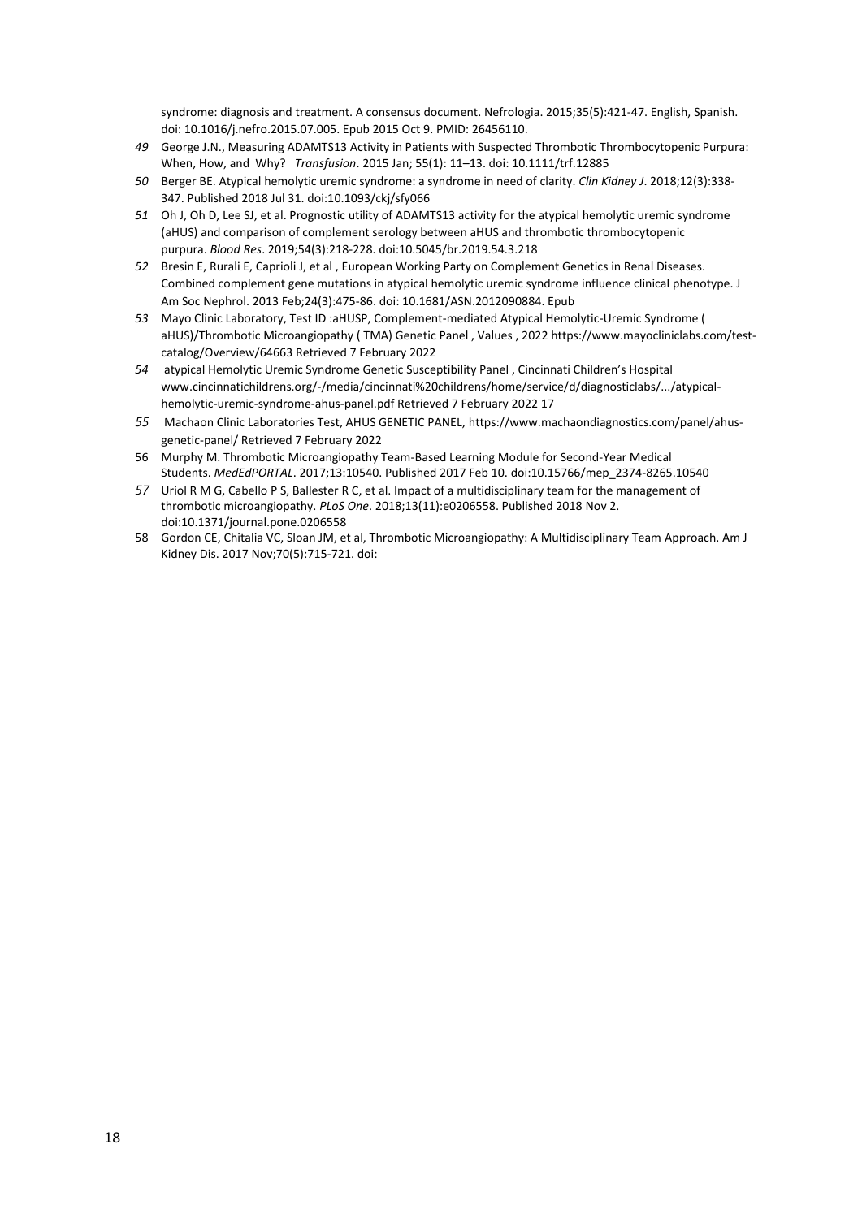syndrome: diagnosis and treatment. A consensus document. Nefrologia. 2015;35(5):421-47. English, Spanish. doi: 10.1016/j.nefro.2015.07.005. Epub 2015 Oct 9. PMID: 26456110.

49 George J.N., Measuring ADAMTS13 Activity in Patients with Suspected Thrombotic Thrombocytopenic Purpura: When, How, and Why? *Transfusion*. 2015 Jan; 55(1): 11–13. doi: 10.1111/trf.12885

50 Berger BE. Atypical hemolytic uremic syndrome: a syndrome in need of clarity. *Clin Kidney J*. 2018;12(3):338-347. Published 2018 Jul 31. doi:10.1093/ckj/sfy066

51 Oh J, Oh D, Lee SJ, et al. Prognostic utility of ADAMTS13 activity for the atypical hemolytic uremic syndrome (aHUS) and comparison of complement serology between aHUS and thrombotic thrombocytopenic purpura. *Blood Res*. 2019;54(3):218-228. doi:10.5045/br.2019.54.3.218

52 Bresin E, Rurali E, Caprioli J, et al , European Working Party on Complement Genetics in Renal Diseases. Combined complement gene mutations in atypical hemolytic uremic syndrome influence clinical phenotype. J Am Soc Nephrol. 2013 Feb;24(3):475-86. doi: 10.1681/ASN.2012090884. Epub

53 Mayo Clinic Laboratory, Test ID :aHUSP, Complement-mediated Atypical Hemolytic-Uremic Syndrome ( aHUS)/Thrombotic Microangiopathy ( TMA) Genetic Panel , Values , 2022 https://www.mayocliniclabs.com/test-catalog/Overview/64663 Retrieved 7 February 2022

54 atypical Hemolytic Uremic Syndrome Genetic Susceptibility Panel , Cincinnati Children's Hospital www.cincinnatichildrens.org/-/media/cincinnati%20childrens/home/service/d/diagnosticlabs/.../atypical-hemolytic-uremic-syndrome-ahus-panel.pdf Retrieved 7 February 2022 17

55 Machaon Clinic Laboratories Test, AHUS GENETIC PANEL, https://www.machaondiagnostics.com/panel/ahus-genetic-panel/ Retrieved 7 February 2022

56 Murphy M. Thrombotic Microangiopathy Team-Based Learning Module for Second-Year Medical Students. *MedEdPORTAL*. 2017;13:10540. Published 2017 Feb 10. doi:10.15766/mep_2374-8265.10540

57 Uriol R M G, Cabello P S, Ballester R C, et al. Impact of a multidisciplinary team for the management of thrombotic microangiopathy. *PLoS One*. 2018;13(11):e0206558. Published 2018 Nov 2. doi:10.1371/journal.pone.0206558

58 Gordon CE, Chitalia VC, Sloan JM, et al, Thrombotic Microangiopathy: A Multidisciplinary Team Approach. Am J Kidney Dis. 2017 Nov;70(5):715-721. doi: